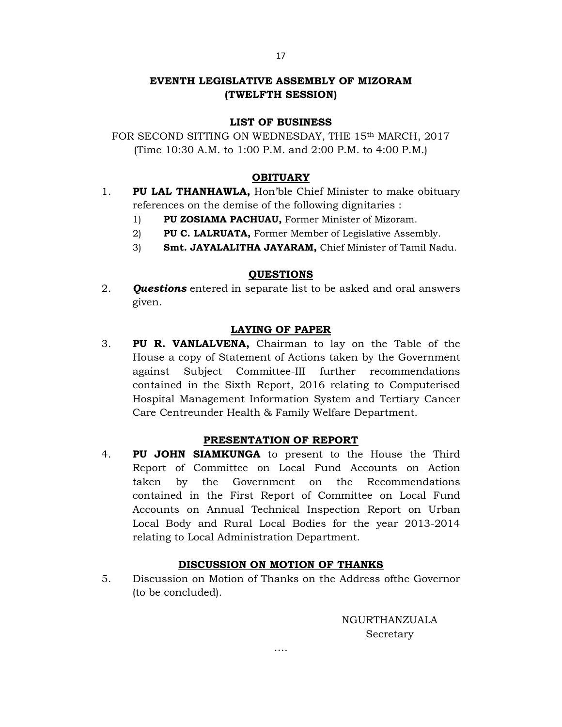## EVENTH LEGISLATIVE ASSEMBLY OF MIZORAM
## (TWELFTH SESSION)

### LIST OF BUSINESS

FOR SECOND SITTING ON WEDNESDAY, THE 15th MARCH, 2017
(Time 10:30 A.M. to 1:00 P.M. and 2:00 P.M. to 4:00 P.M.)

### OBITUARY

1. **PU LAL THANHAWLA,** Hon'ble Chief Minister to make obituary references on the demise of the following dignitaries :
   1) **PU ZOSIAMA PACHUAU,** Former Minister of Mizoram.
   2) **PU C. LALRUATA,** Former Member of Legislative Assembly.
   3) **Smt. JAYALALITHA JAYARAM,** Chief Minister of Tamil Nadu.

### QUESTIONS

2. ***Questions*** entered in separate list to be asked and oral answers given.

### LAYING OF PAPER

3. **PU R. VANLALVENA,** Chairman to lay on the Table of the House a copy of Statement of Actions taken by the Government against Subject Committee-III further recommendations contained in the Sixth Report, 2016 relating to Computerised Hospital Management Information System and Tertiary Cancer Care Centreunder Health & Family Welfare Department.

### PRESENTATION OF REPORT

4. **PU JOHN SIAMKUNGA** to present to the House the Third Report of Committee on Local Fund Accounts on Action taken by the Government on the Recommendations contained in the First Report of Committee on Local Fund Accounts on Annual Technical Inspection Report on Urban Local Body and Rural Local Bodies for the year 2013-2014 relating to Local Administration Department.

### DISCUSSION ON MOTION OF THANKS

5. Discussion on Motion of Thanks on the Address ofthe Governor (to be concluded).

NGURTHANZUALA
Secretary

….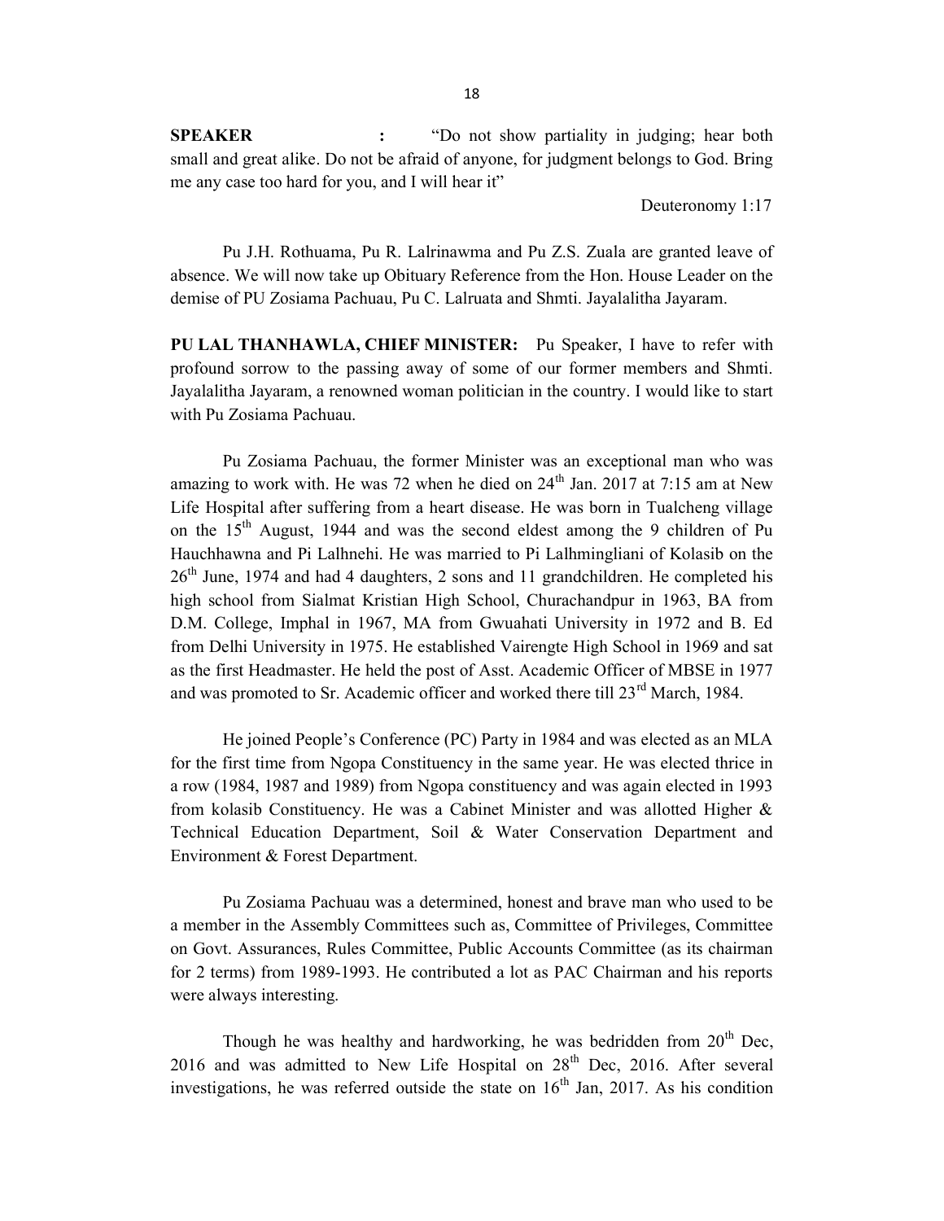**SPEAKER :** "Do not show partiality in judging; hear both small and great alike. Do not be afraid of anyone, for judgment belongs to God. Bring me any case too hard for you, and I will hear it"

Deuteronomy 1:17

Pu J.H. Rothuama, Pu R. Lalrinawma and Pu Z.S. Zuala are granted leave of absence. We will now take up Obituary Reference from the Hon. House Leader on the demise of PU Zosiama Pachuau, Pu C. Lalruata and Shmti. Jayalalitha Jayaram.

**PU LAL THANHAWLA, CHIEF MINISTER:** Pu Speaker, I have to refer with profound sorrow to the passing away of some of our former members and Shmti. Jayalalitha Jayaram, a renowned woman politician in the country. I would like to start with Pu Zosiama Pachuau.

Pu Zosiama Pachuau, the former Minister was an exceptional man who was amazing to work with. He was 72 when he died on 24th Jan. 2017 at 7:15 am at New Life Hospital after suffering from a heart disease. He was born in Tualcheng village on the 15th August, 1944 and was the second eldest among the 9 children of Pu Hauchhawna and Pi Lalhnehi. He was married to Pi Lalhmingliani of Kolasib on the 26th June, 1974 and had 4 daughters, 2 sons and 11 grandchildren. He completed his high school from Sialmat Kristian High School, Churachandpur in 1963, BA from D.M. College, Imphal in 1967, MA from Gwuahati University in 1972 and B. Ed from Delhi University in 1975. He established Vairengte High School in 1969 and sat as the first Headmaster. He held the post of Asst. Academic Officer of MBSE in 1977 and was promoted to Sr. Academic officer and worked there till 23rd March, 1984.

He joined People's Conference (PC) Party in 1984 and was elected as an MLA for the first time from Ngopa Constituency in the same year. He was elected thrice in a row (1984, 1987 and 1989) from Ngopa constituency and was again elected in 1993 from kolasib Constituency. He was a Cabinet Minister and was allotted Higher & Technical Education Department, Soil & Water Conservation Department and Environment & Forest Department.

Pu Zosiama Pachuau was a determined, honest and brave man who used to be a member in the Assembly Committees such as, Committee of Privileges, Committee on Govt. Assurances, Rules Committee, Public Accounts Committee (as its chairman for 2 terms) from 1989-1993. He contributed a lot as PAC Chairman and his reports were always interesting.

Though he was healthy and hardworking, he was bedridden from 20th Dec, 2016 and was admitted to New Life Hospital on 28th Dec, 2016. After several investigations, he was referred outside the state on 16th Jan, 2017. As his condition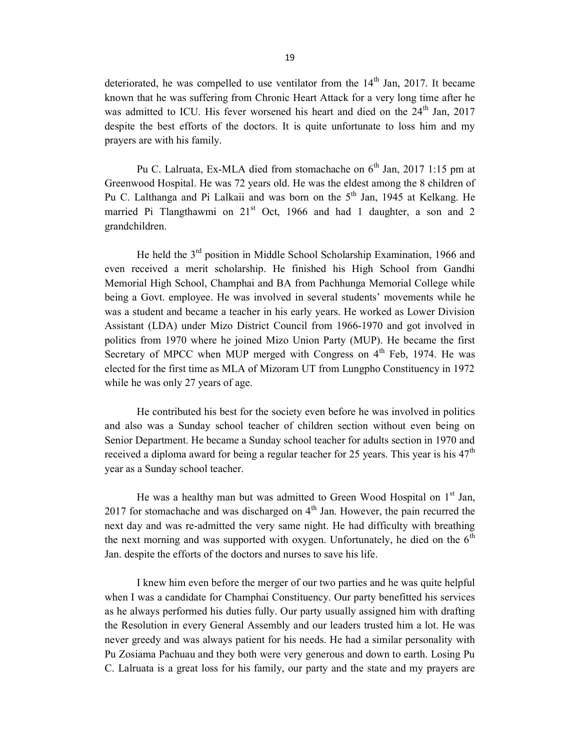deteriorated, he was compelled to use ventilator from the 14th Jan, 2017. It became known that he was suffering from Chronic Heart Attack for a very long time after he was admitted to ICU. His fever worsened his heart and died on the 24th Jan, 2017 despite the best efforts of the doctors. It is quite unfortunate to loss him and my prayers are with his family.

Pu C. Lalruata, Ex-MLA died from stomachache on 6th Jan, 2017 1:15 pm at Greenwood Hospital. He was 72 years old. He was the eldest among the 8 children of Pu C. Lalthanga and Pi Lalkaii and was born on the 5th Jan, 1945 at Kelkang. He married Pi Tlangthawmi on 21st Oct, 1966 and had 1 daughter, a son and 2 grandchildren.

He held the 3rd position in Middle School Scholarship Examination, 1966 and even received a merit scholarship. He finished his High School from Gandhi Memorial High School, Champhai and BA from Pachhunga Memorial College while being a Govt. employee. He was involved in several students' movements while he was a student and became a teacher in his early years. He worked as Lower Division Assistant (LDA) under Mizo District Council from 1966-1970 and got involved in politics from 1970 where he joined Mizo Union Party (MUP). He became the first Secretary of MPCC when MUP merged with Congress on 4th Feb, 1974. He was elected for the first time as MLA of Mizoram UT from Lungpho Constituency in 1972 while he was only 27 years of age.

He contributed his best for the society even before he was involved in politics and also was a Sunday school teacher of children section without even being on Senior Department. He became a Sunday school teacher for adults section in 1970 and received a diploma award for being a regular teacher for 25 years. This year is his 47th year as a Sunday school teacher.

He was a healthy man but was admitted to Green Wood Hospital on 1st Jan, 2017 for stomachache and was discharged on 4th Jan. However, the pain recurred the next day and was re-admitted the very same night. He had difficulty with breathing the next morning and was supported with oxygen. Unfortunately, he died on the 6th Jan. despite the efforts of the doctors and nurses to save his life.

I knew him even before the merger of our two parties and he was quite helpful when I was a candidate for Champhai Constituency. Our party benefitted his services as he always performed his duties fully. Our party usually assigned him with drafting the Resolution in every General Assembly and our leaders trusted him a lot. He was never greedy and was always patient for his needs. He had a similar personality with Pu Zosiama Pachuau and they both were very generous and down to earth. Losing Pu C. Lalruata is a great loss for his family, our party and the state and my prayers are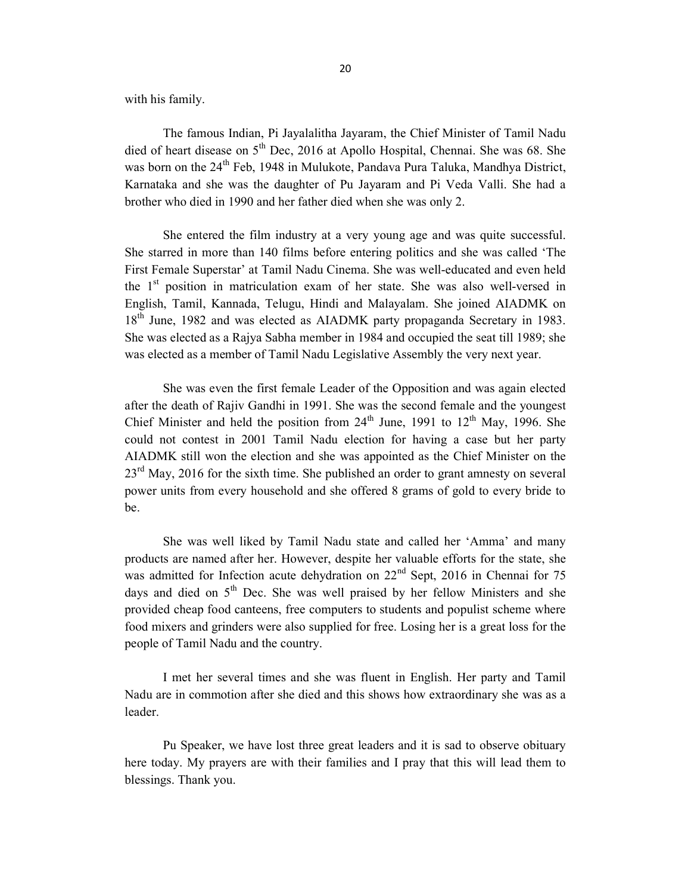with his family.

The famous Indian, Pi Jayalalitha Jayaram, the Chief Minister of Tamil Nadu died of heart disease on 5th Dec, 2016 at Apollo Hospital, Chennai. She was 68. She was born on the 24th Feb, 1948 in Mulukote, Pandava Pura Taluka, Mandhya District, Karnataka and she was the daughter of Pu Jayaram and Pi Veda Valli. She had a brother who died in 1990 and her father died when she was only 2.

She entered the film industry at a very young age and was quite successful. She starred in more than 140 films before entering politics and she was called 'The First Female Superstar' at Tamil Nadu Cinema. She was well-educated and even held the 1st position in matriculation exam of her state. She was also well-versed in English, Tamil, Kannada, Telugu, Hindi and Malayalam. She joined AIADMK on 18th June, 1982 and was elected as AIADMK party propaganda Secretary in 1983. She was elected as a Rajya Sabha member in 1984 and occupied the seat till 1989; she was elected as a member of Tamil Nadu Legislative Assembly the very next year.

She was even the first female Leader of the Opposition and was again elected after the death of Rajiv Gandhi in 1991. She was the second female and the youngest Chief Minister and held the position from 24th June, 1991 to 12th May, 1996. She could not contest in 2001 Tamil Nadu election for having a case but her party AIADMK still won the election and she was appointed as the Chief Minister on the 23rd May, 2016 for the sixth time. She published an order to grant amnesty on several power units from every household and she offered 8 grams of gold to every bride to be.

She was well liked by Tamil Nadu state and called her 'Amma' and many products are named after her. However, despite her valuable efforts for the state, she was admitted for Infection acute dehydration on 22nd Sept, 2016 in Chennai for 75 days and died on 5th Dec. She was well praised by her fellow Ministers and she provided cheap food canteens, free computers to students and populist scheme where food mixers and grinders were also supplied for free. Losing her is a great loss for the people of Tamil Nadu and the country.

I met her several times and she was fluent in English. Her party and Tamil Nadu are in commotion after she died and this shows how extraordinary she was as a leader.

Pu Speaker, we have lost three great leaders and it is sad to observe obituary here today. My prayers are with their families and I pray that this will lead them to blessings. Thank you.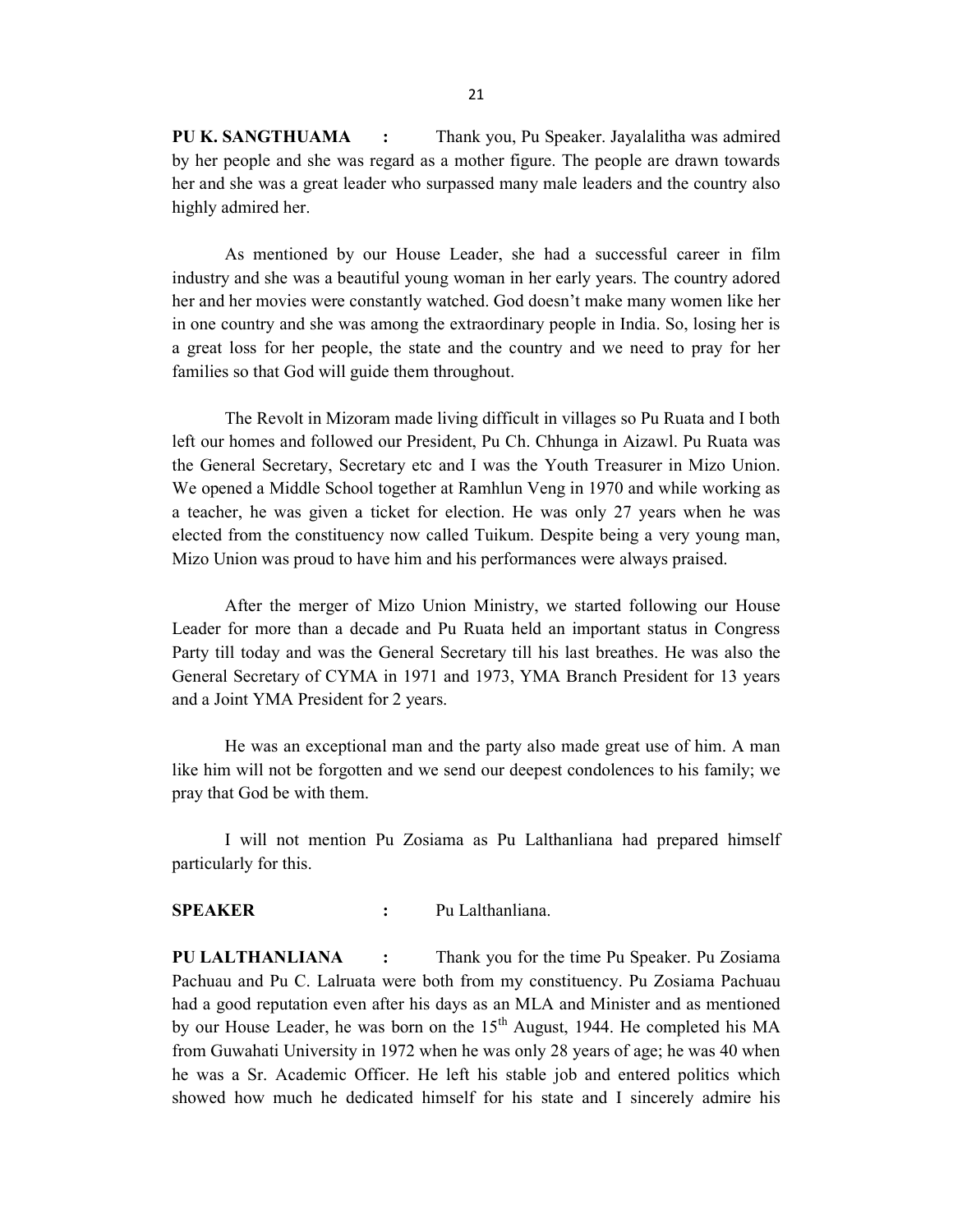**PU K. SANGTHUAMA :** Thank you, Pu Speaker. Jayalalitha was admired by her people and she was regard as a mother figure. The people are drawn towards her and she was a great leader who surpassed many male leaders and the country also highly admired her.

As mentioned by our House Leader, she had a successful career in film industry and she was a beautiful young woman in her early years. The country adored her and her movies were constantly watched. God doesn't make many women like her in one country and she was among the extraordinary people in India. So, losing her is a great loss for her people, the state and the country and we need to pray for her families so that God will guide them throughout.

The Revolt in Mizoram made living difficult in villages so Pu Ruata and I both left our homes and followed our President, Pu Ch. Chhunga in Aizawl. Pu Ruata was the General Secretary, Secretary etc and I was the Youth Treasurer in Mizo Union. We opened a Middle School together at Ramhlun Veng in 1970 and while working as a teacher, he was given a ticket for election. He was only 27 years when he was elected from the constituency now called Tuikum. Despite being a very young man, Mizo Union was proud to have him and his performances were always praised.

After the merger of Mizo Union Ministry, we started following our House Leader for more than a decade and Pu Ruata held an important status in Congress Party till today and was the General Secretary till his last breathes. He was also the General Secretary of CYMA in 1971 and 1973, YMA Branch President for 13 years and a Joint YMA President for 2 years.

He was an exceptional man and the party also made great use of him. A man like him will not be forgotten and we send our deepest condolences to his family; we pray that God be with them.

I will not mention Pu Zosiama as Pu Lalthanliana had prepared himself particularly for this.

**SPEAKER :** Pu Lalthanliana.

**PU LALTHANLIANA :** Thank you for the time Pu Speaker. Pu Zosiama Pachuau and Pu C. Lalruata were both from my constituency. Pu Zosiama Pachuau had a good reputation even after his days as an MLA and Minister and as mentioned by our House Leader, he was born on the 15th August, 1944. He completed his MA from Guwahati University in 1972 when he was only 28 years of age; he was 40 when he was a Sr. Academic Officer. He left his stable job and entered politics which showed how much he dedicated himself for his state and I sincerely admire his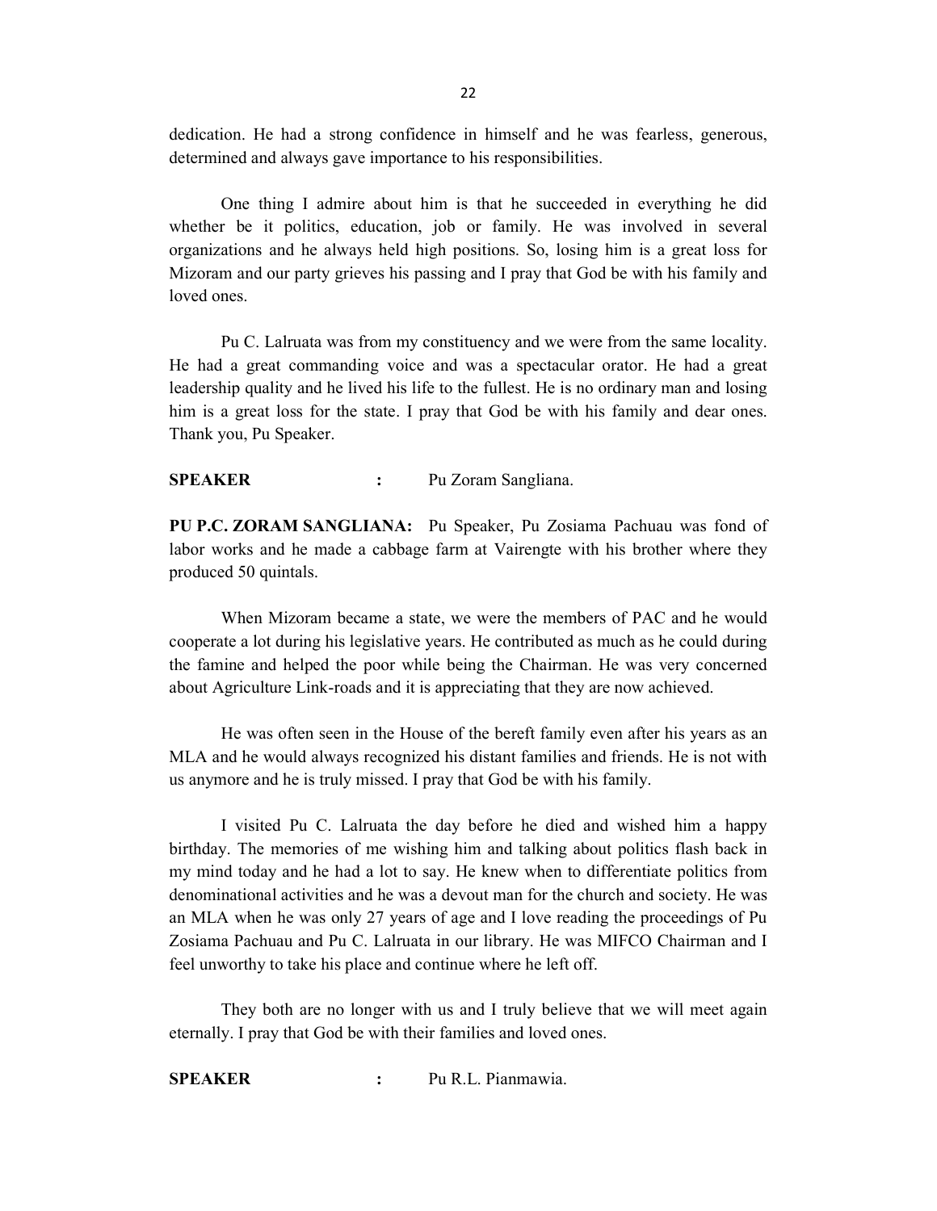dedication. He had a strong confidence in himself and he was fearless, generous, determined and always gave importance to his responsibilities.

One thing I admire about him is that he succeeded in everything he did whether be it politics, education, job or family. He was involved in several organizations and he always held high positions. So, losing him is a great loss for Mizoram and our party grieves his passing and I pray that God be with his family and loved ones.

Pu C. Lalruata was from my constituency and we were from the same locality. He had a great commanding voice and was a spectacular orator. He had a great leadership quality and he lived his life to the fullest. He is no ordinary man and losing him is a great loss for the state. I pray that God be with his family and dear ones. Thank you, Pu Speaker.

**SPEAKER** : Pu Zoram Sangliana.

**PU P.C. ZORAM SANGLIANA:** Pu Speaker, Pu Zosiama Pachuau was fond of labor works and he made a cabbage farm at Vairengte with his brother where they produced 50 quintals.

When Mizoram became a state, we were the members of PAC and he would cooperate a lot during his legislative years. He contributed as much as he could during the famine and helped the poor while being the Chairman. He was very concerned about Agriculture Link-roads and it is appreciating that they are now achieved.

He was often seen in the House of the bereft family even after his years as an MLA and he would always recognized his distant families and friends. He is not with us anymore and he is truly missed. I pray that God be with his family.

I visited Pu C. Lalruata the day before he died and wished him a happy birthday. The memories of me wishing him and talking about politics flash back in my mind today and he had a lot to say. He knew when to differentiate politics from denominational activities and he was a devout man for the church and society. He was an MLA when he was only 27 years of age and I love reading the proceedings of Pu Zosiama Pachuau and Pu C. Lalruata in our library. He was MIFCO Chairman and I feel unworthy to take his place and continue where he left off.

They both are no longer with us and I truly believe that we will meet again eternally. I pray that God be with their families and loved ones.

**SPEAKER** : Pu R.L. Pianmawia.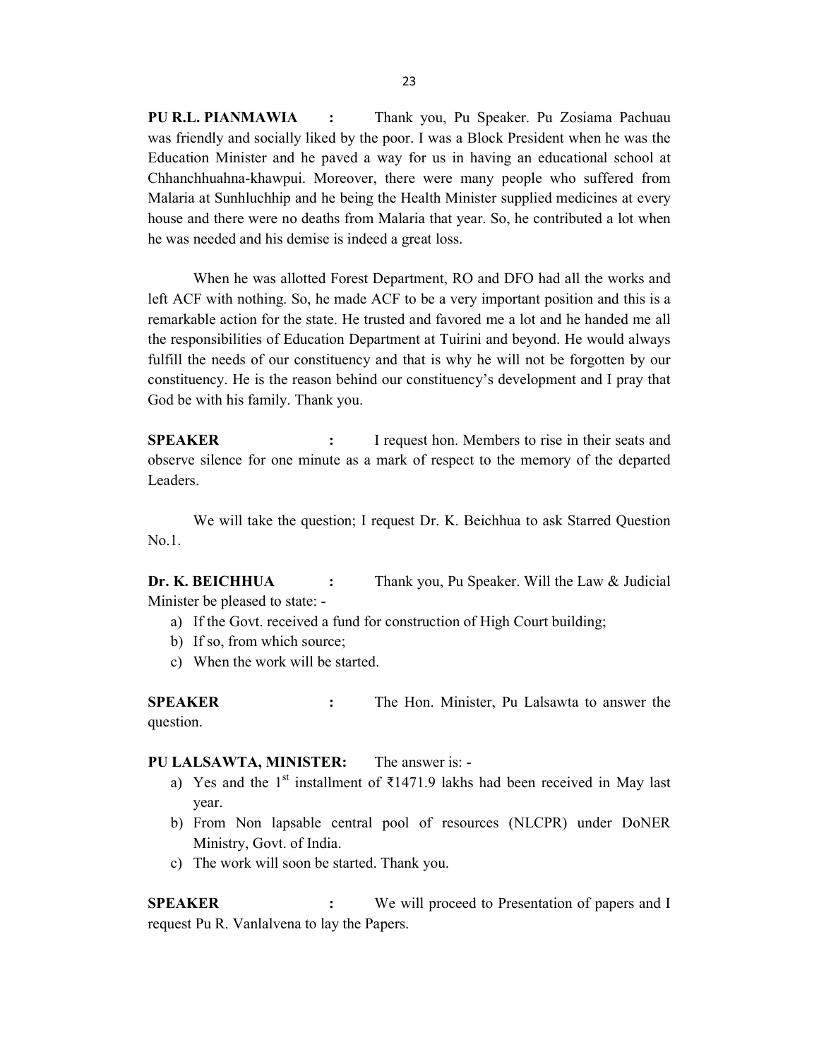**PU R.L. PIANMAWIA :** Thank you, Pu Speaker. Pu Zosiama Pachuau was friendly and socially liked by the poor. I was a Block President when he was the Education Minister and he paved a way for us in having an educational school at Chhanchhuahna-khawpui. Moreover, there were many people who suffered from Malaria at Sunhluchhip and he being the Health Minister supplied medicines at every house and there were no deaths from Malaria that year. So, he contributed a lot when he was needed and his demise is indeed a great loss.

When he was allotted Forest Department, RO and DFO had all the works and left ACF with nothing. So, he made ACF to be a very important position and this is a remarkable action for the state. He trusted and favored me a lot and he handed me all the responsibilities of Education Department at Tuirini and beyond. He would always fulfill the needs of our constituency and that is why he will not be forgotten by our constituency. He is the reason behind our constituency's development and I pray that God be with his family. Thank you.

**SPEAKER :** I request hon. Members to rise in their seats and observe silence for one minute as a mark of respect to the memory of the departed Leaders.

We will take the question; I request Dr. K. Beichhua to ask Starred Question No.1.

**Dr. K. BEICHHUA :** Thank you, Pu Speaker. Will the Law & Judicial Minister be pleased to state: -

a) If the Govt. received a fund for construction of High Court building;
b) If so, from which source;
c) When the work will be started.

**SPEAKER :** The Hon. Minister, Pu Lalsawta to answer the question.

**PU LALSAWTA, MINISTER:** The answer is: -

a) Yes and the 1st installment of ₹1471.9 lakhs had been received in May last year.
b) From Non lapsable central pool of resources (NLCPR) under DoNER Ministry, Govt. of India.
c) The work will soon be started. Thank you.

**SPEAKER :** We will proceed to Presentation of papers and I request Pu R. Vanlalvena to lay the Papers.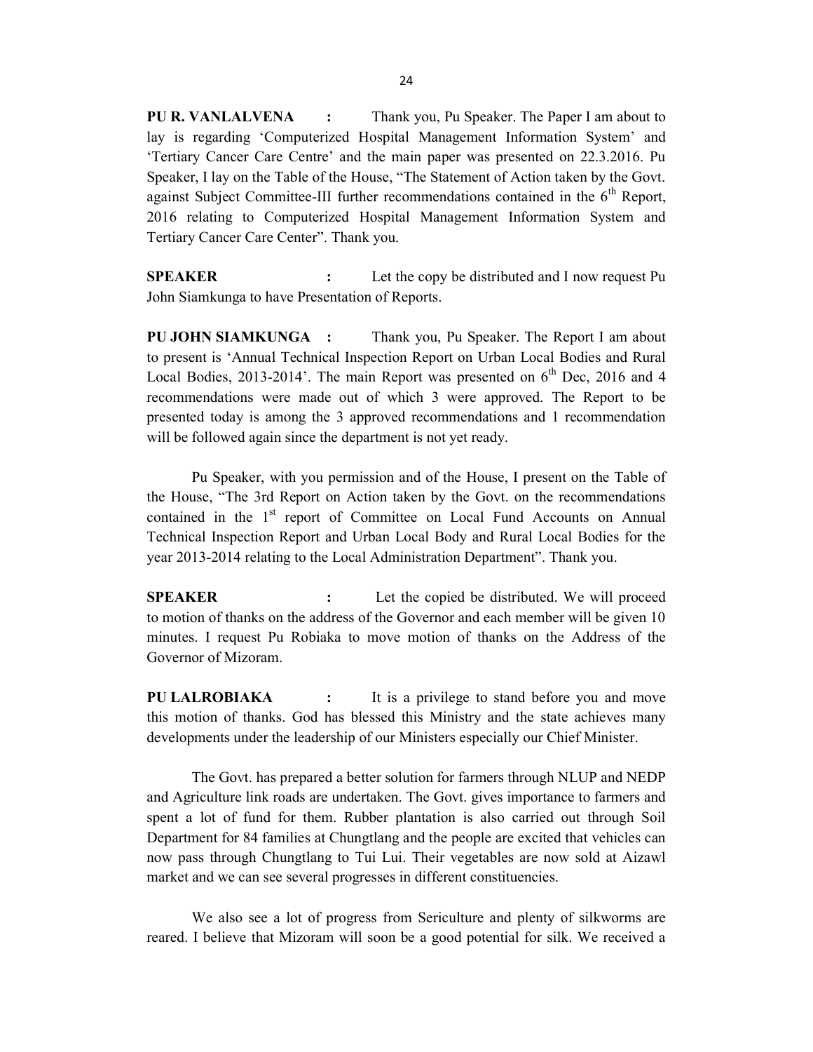**PU R. VANLALVENA :** Thank you, Pu Speaker. The Paper I am about to lay is regarding 'Computerized Hospital Management Information System' and 'Tertiary Cancer Care Centre' and the main paper was presented on 22.3.2016. Pu Speaker, I lay on the Table of the House, "The Statement of Action taken by the Govt. against Subject Committee-III further recommendations contained in the 6th Report, 2016 relating to Computerized Hospital Management Information System and Tertiary Cancer Care Center". Thank you.

**SPEAKER :** Let the copy be distributed and I now request Pu John Siamkunga to have Presentation of Reports.

**PU JOHN SIAMKUNGA :** Thank you, Pu Speaker. The Report I am about to present is 'Annual Technical Inspection Report on Urban Local Bodies and Rural Local Bodies, 2013-2014'. The main Report was presented on 6th Dec, 2016 and 4 recommendations were made out of which 3 were approved. The Report to be presented today is among the 3 approved recommendations and 1 recommendation will be followed again since the department is not yet ready.

Pu Speaker, with you permission and of the House, I present on the Table of the House, "The 3rd Report on Action taken by the Govt. on the recommendations contained in the 1st report of Committee on Local Fund Accounts on Annual Technical Inspection Report and Urban Local Body and Rural Local Bodies for the year 2013-2014 relating to the Local Administration Department". Thank you.

**SPEAKER :** Let the copied be distributed. We will proceed to motion of thanks on the address of the Governor and each member will be given 10 minutes. I request Pu Robiaka to move motion of thanks on the Address of the Governor of Mizoram.

**PU LALROBIAKA :** It is a privilege to stand before you and move this motion of thanks. God has blessed this Ministry and the state achieves many developments under the leadership of our Ministers especially our Chief Minister.

The Govt. has prepared a better solution for farmers through NLUP and NEDP and Agriculture link roads are undertaken. The Govt. gives importance to farmers and spent a lot of fund for them. Rubber plantation is also carried out through Soil Department for 84 families at Chungtlang and the people are excited that vehicles can now pass through Chungtlang to Tui Lui. Their vegetables are now sold at Aizawl market and we can see several progresses in different constituencies.

We also see a lot of progress from Sericulture and plenty of silkworms are reared. I believe that Mizoram will soon be a good potential for silk. We received a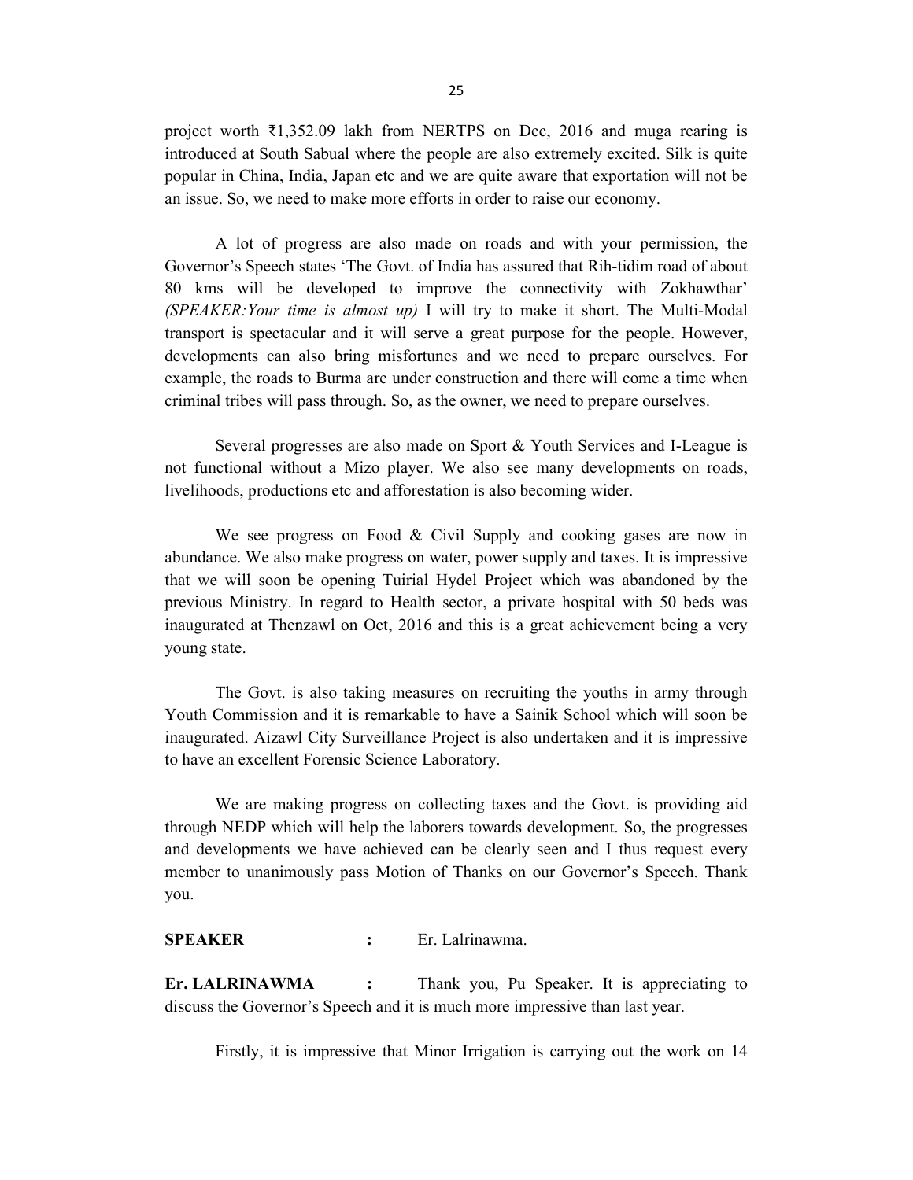project worth ₹1,352.09 lakh from NERTPS on Dec, 2016 and muga rearing is introduced at South Sabual where the people are also extremely excited. Silk is quite popular in China, India, Japan etc and we are quite aware that exportation will not be an issue. So, we need to make more efforts in order to raise our economy.

A lot of progress are also made on roads and with your permission, the Governor's Speech states 'The Govt. of India has assured that Rih-tidim road of about 80 kms will be developed to improve the connectivity with Zokhawthar' *(SPEAKER:Your time is almost up)* I will try to make it short. The Multi-Modal transport is spectacular and it will serve a great purpose for the people. However, developments can also bring misfortunes and we need to prepare ourselves. For example, the roads to Burma are under construction and there will come a time when criminal tribes will pass through. So, as the owner, we need to prepare ourselves.

Several progresses are also made on Sport & Youth Services and I-League is not functional without a Mizo player. We also see many developments on roads, livelihoods, productions etc and afforestation is also becoming wider.

We see progress on Food & Civil Supply and cooking gases are now in abundance. We also make progress on water, power supply and taxes. It is impressive that we will soon be opening Tuirial Hydel Project which was abandoned by the previous Ministry. In regard to Health sector, a private hospital with 50 beds was inaugurated at Thenzawl on Oct, 2016 and this is a great achievement being a very young state.

The Govt. is also taking measures on recruiting the youths in army through Youth Commission and it is remarkable to have a Sainik School which will soon be inaugurated. Aizawl City Surveillance Project is also undertaken and it is impressive to have an excellent Forensic Science Laboratory.

We are making progress on collecting taxes and the Govt. is providing aid through NEDP which will help the laborers towards development. So, the progresses and developments we have achieved can be clearly seen and I thus request every member to unanimously pass Motion of Thanks on our Governor's Speech. Thank you.

**SPEAKER** : Er. Lalrinawma.

**Er. LALRINAWMA** : Thank you, Pu Speaker. It is appreciating to discuss the Governor's Speech and it is much more impressive than last year.

Firstly, it is impressive that Minor Irrigation is carrying out the work on 14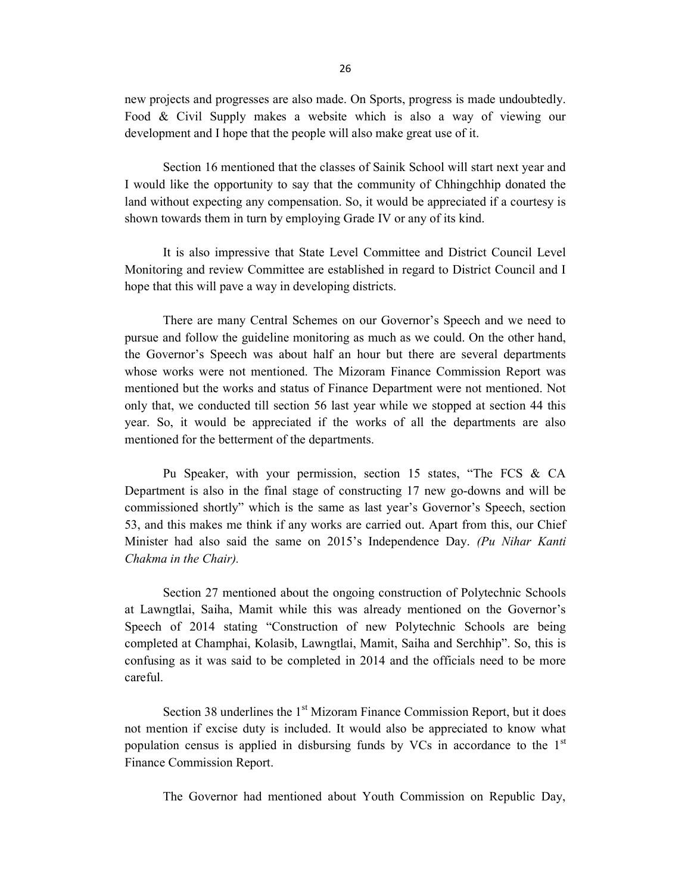new projects and progresses are also made. On Sports, progress is made undoubtedly. Food & Civil Supply makes a website which is also a way of viewing our development and I hope that the people will also make great use of it.

Section 16 mentioned that the classes of Sainik School will start next year and I would like the opportunity to say that the community of Chhingchhip donated the land without expecting any compensation. So, it would be appreciated if a courtesy is shown towards them in turn by employing Grade IV or any of its kind.

It is also impressive that State Level Committee and District Council Level Monitoring and review Committee are established in regard to District Council and I hope that this will pave a way in developing districts.

There are many Central Schemes on our Governor's Speech and we need to pursue and follow the guideline monitoring as much as we could. On the other hand, the Governor's Speech was about half an hour but there are several departments whose works were not mentioned. The Mizoram Finance Commission Report was mentioned but the works and status of Finance Department were not mentioned. Not only that, we conducted till section 56 last year while we stopped at section 44 this year. So, it would be appreciated if the works of all the departments are also mentioned for the betterment of the departments.

Pu Speaker, with your permission, section 15 states, "The FCS & CA Department is also in the final stage of constructing 17 new go-downs and will be commissioned shortly" which is the same as last year's Governor's Speech, section 53, and this makes me think if any works are carried out. Apart from this, our Chief Minister had also said the same on 2015's Independence Day. *(Pu Nihar Kanti Chakma in the Chair).*

Section 27 mentioned about the ongoing construction of Polytechnic Schools at Lawngtlai, Saiha, Mamit while this was already mentioned on the Governor's Speech of 2014 stating "Construction of new Polytechnic Schools are being completed at Champhai, Kolasib, Lawngtlai, Mamit, Saiha and Serchhip". So, this is confusing as it was said to be completed in 2014 and the officials need to be more careful.

Section 38 underlines the 1st Mizoram Finance Commission Report, but it does not mention if excise duty is included. It would also be appreciated to know what population census is applied in disbursing funds by VCs in accordance to the 1st Finance Commission Report.

The Governor had mentioned about Youth Commission on Republic Day,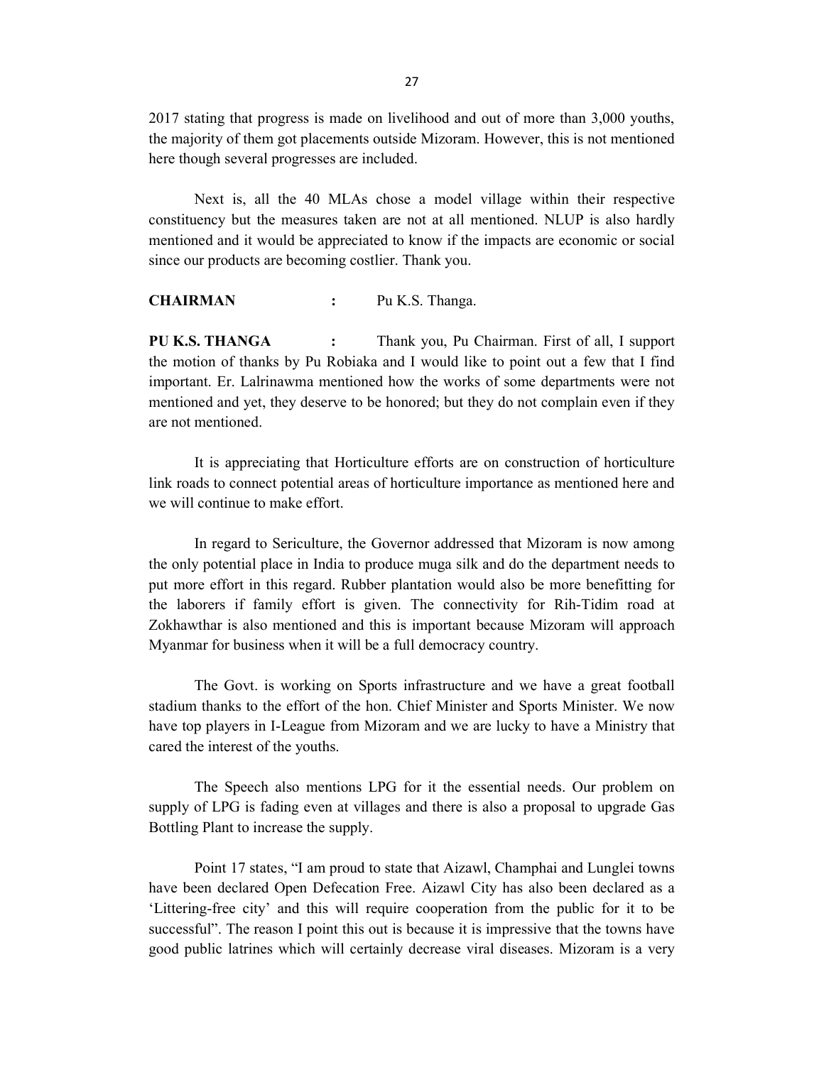2017 stating that progress is made on livelihood and out of more than 3,000 youths, the majority of them got placements outside Mizoram. However, this is not mentioned here though several progresses are included.

Next is, all the 40 MLAs chose a model village within their respective constituency but the measures taken are not at all mentioned. NLUP is also hardly mentioned and it would be appreciated to know if the impacts are economic or social since our products are becoming costlier. Thank you.

**CHAIRMAN** : Pu K.S. Thanga.

**PU K.S. THANGA** : Thank you, Pu Chairman. First of all, I support the motion of thanks by Pu Robiaka and I would like to point out a few that I find important. Er. Lalrinawma mentioned how the works of some departments were not mentioned and yet, they deserve to be honored; but they do not complain even if they are not mentioned.

It is appreciating that Horticulture efforts are on construction of horticulture link roads to connect potential areas of horticulture importance as mentioned here and we will continue to make effort.

In regard to Sericulture, the Governor addressed that Mizoram is now among the only potential place in India to produce muga silk and do the department needs to put more effort in this regard. Rubber plantation would also be more benefitting for the laborers if family effort is given. The connectivity for Rih-Tidim road at Zokhawthar is also mentioned and this is important because Mizoram will approach Myanmar for business when it will be a full democracy country.

The Govt. is working on Sports infrastructure and we have a great football stadium thanks to the effort of the hon. Chief Minister and Sports Minister. We now have top players in I-League from Mizoram and we are lucky to have a Ministry that cared the interest of the youths.

The Speech also mentions LPG for it the essential needs. Our problem on supply of LPG is fading even at villages and there is also a proposal to upgrade Gas Bottling Plant to increase the supply.

Point 17 states, "I am proud to state that Aizawl, Champhai and Lunglei towns have been declared Open Defecation Free. Aizawl City has also been declared as a 'Littering-free city' and this will require cooperation from the public for it to be successful". The reason I point this out is because it is impressive that the towns have good public latrines which will certainly decrease viral diseases. Mizoram is a very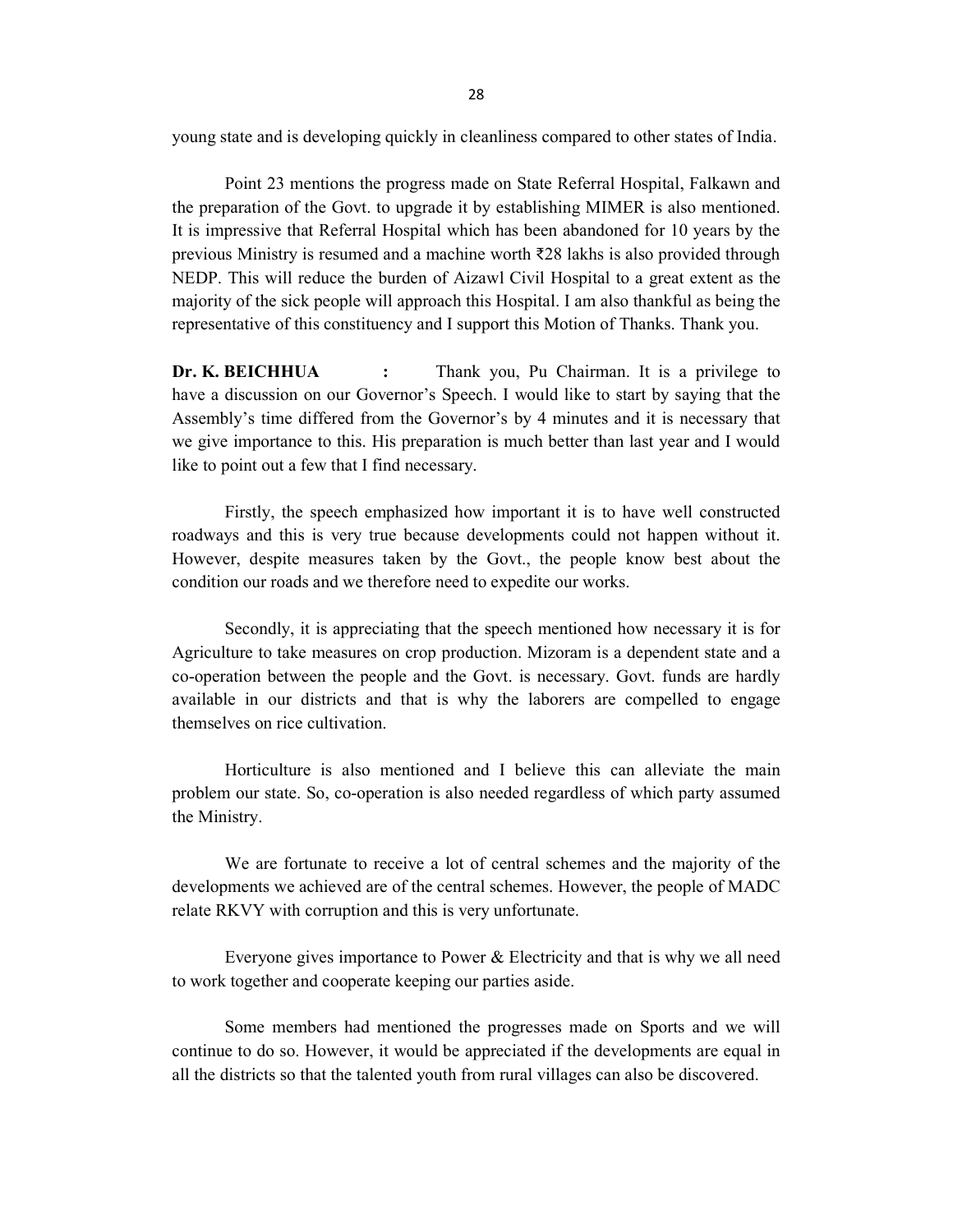young state and is developing quickly in cleanliness compared to other states of India.

Point 23 mentions the progress made on State Referral Hospital, Falkawn and the preparation of the Govt. to upgrade it by establishing MIMER is also mentioned. It is impressive that Referral Hospital which has been abandoned for 10 years by the previous Ministry is resumed and a machine worth ₹28 lakhs is also provided through NEDP. This will reduce the burden of Aizawl Civil Hospital to a great extent as the majority of the sick people will approach this Hospital. I am also thankful as being the representative of this constituency and I support this Motion of Thanks. Thank you.

**Dr. K. BEICHHUA :** Thank you, Pu Chairman. It is a privilege to have a discussion on our Governor's Speech. I would like to start by saying that the Assembly's time differed from the Governor's by 4 minutes and it is necessary that we give importance to this. His preparation is much better than last year and I would like to point out a few that I find necessary.

Firstly, the speech emphasized how important it is to have well constructed roadways and this is very true because developments could not happen without it. However, despite measures taken by the Govt., the people know best about the condition our roads and we therefore need to expedite our works.

Secondly, it is appreciating that the speech mentioned how necessary it is for Agriculture to take measures on crop production. Mizoram is a dependent state and a co-operation between the people and the Govt. is necessary. Govt. funds are hardly available in our districts and that is why the laborers are compelled to engage themselves on rice cultivation.

Horticulture is also mentioned and I believe this can alleviate the main problem our state. So, co-operation is also needed regardless of which party assumed the Ministry.

We are fortunate to receive a lot of central schemes and the majority of the developments we achieved are of the central schemes. However, the people of MADC relate RKVY with corruption and this is very unfortunate.

Everyone gives importance to Power & Electricity and that is why we all need to work together and cooperate keeping our parties aside.

Some members had mentioned the progresses made on Sports and we will continue to do so. However, it would be appreciated if the developments are equal in all the districts so that the talented youth from rural villages can also be discovered.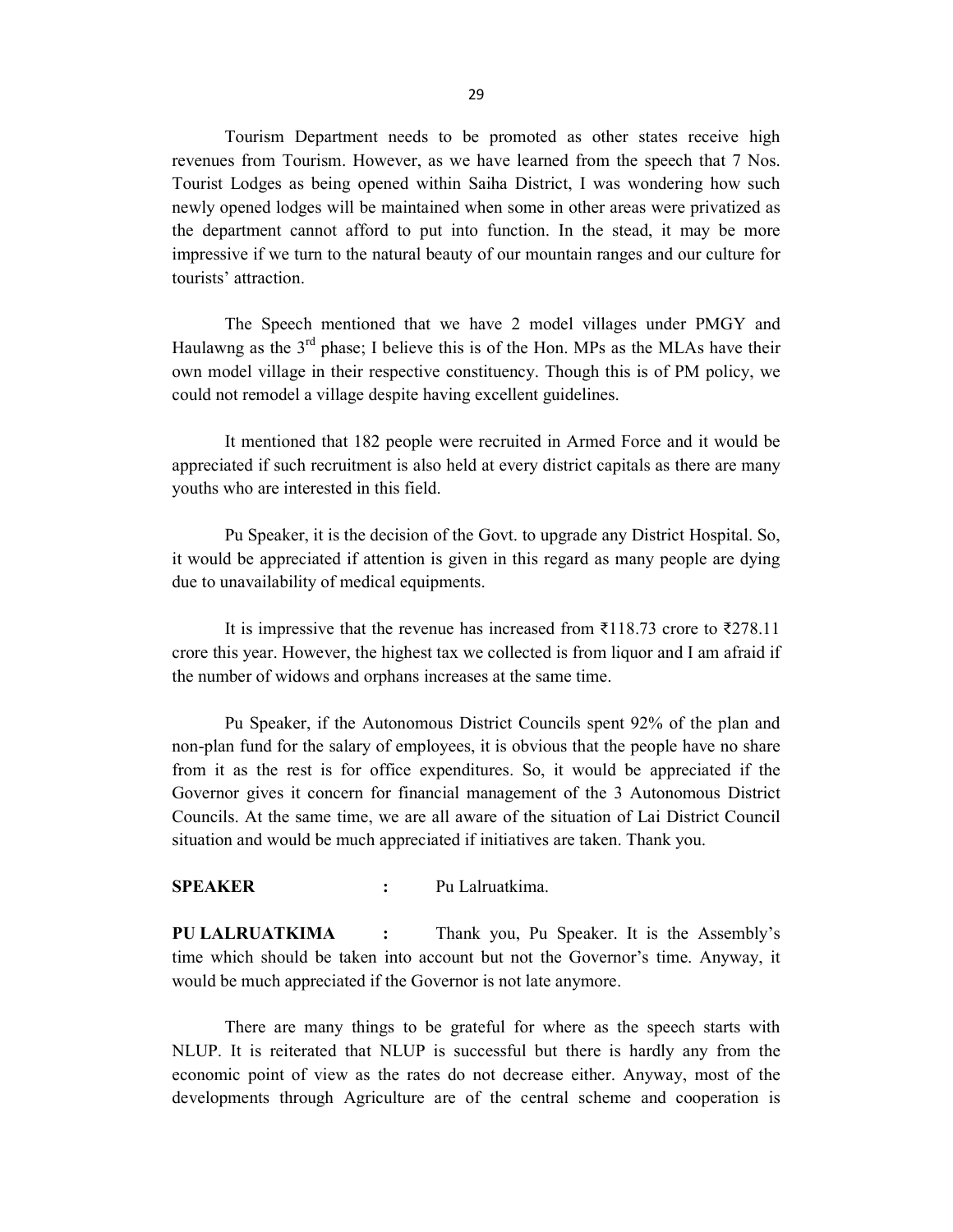Tourism Department needs to be promoted as other states receive high revenues from Tourism. However, as we have learned from the speech that 7 Nos. Tourist Lodges as being opened within Saiha District, I was wondering how such newly opened lodges will be maintained when some in other areas were privatized as the department cannot afford to put into function. In the stead, it may be more impressive if we turn to the natural beauty of our mountain ranges and our culture for tourists' attraction.

The Speech mentioned that we have 2 model villages under PMGY and Haulawng as the 3rd phase; I believe this is of the Hon. MPs as the MLAs have their own model village in their respective constituency. Though this is of PM policy, we could not remodel a village despite having excellent guidelines.

It mentioned that 182 people were recruited in Armed Force and it would be appreciated if such recruitment is also held at every district capitals as there are many youths who are interested in this field.

Pu Speaker, it is the decision of the Govt. to upgrade any District Hospital. So, it would be appreciated if attention is given in this regard as many people are dying due to unavailability of medical equipments.

It is impressive that the revenue has increased from ₹118.73 crore to ₹278.11 crore this year. However, the highest tax we collected is from liquor and I am afraid if the number of widows and orphans increases at the same time.

Pu Speaker, if the Autonomous District Councils spent 92% of the plan and non-plan fund for the salary of employees, it is obvious that the people have no share from it as the rest is for office expenditures. So, it would be appreciated if the Governor gives it concern for financial management of the 3 Autonomous District Councils. At the same time, we are all aware of the situation of Lai District Council situation and would be much appreciated if initiatives are taken. Thank you.

**SPEAKER** : Pu Lalruatkima.

**PU LALRUATKIMA** : Thank you, Pu Speaker. It is the Assembly's time which should be taken into account but not the Governor's time. Anyway, it would be much appreciated if the Governor is not late anymore.

There are many things to be grateful for where as the speech starts with NLUP. It is reiterated that NLUP is successful but there is hardly any from the economic point of view as the rates do not decrease either. Anyway, most of the developments through Agriculture are of the central scheme and cooperation is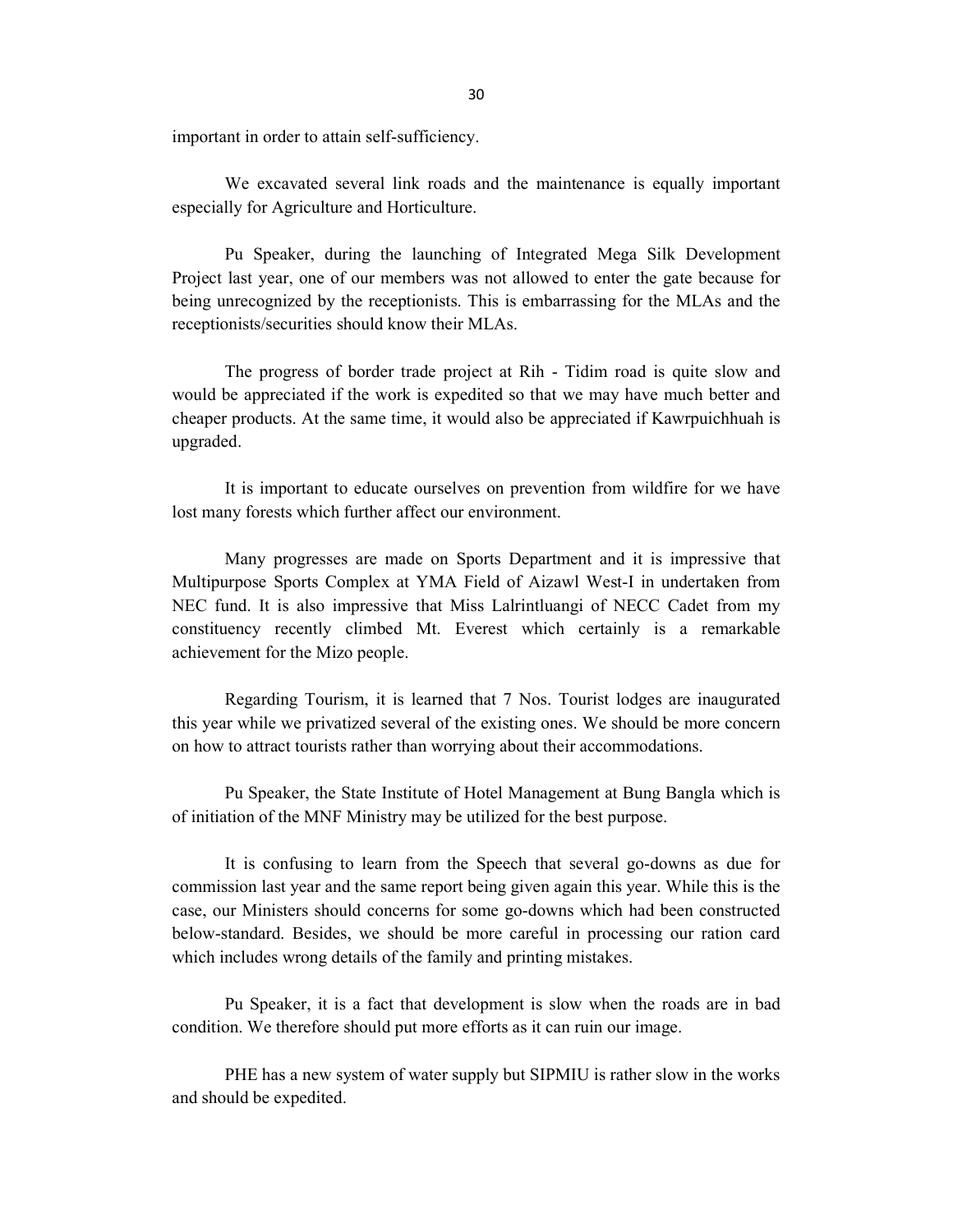important in order to attain self-sufficiency.

We excavated several link roads and the maintenance is equally important especially for Agriculture and Horticulture.

Pu Speaker, during the launching of Integrated Mega Silk Development Project last year, one of our members was not allowed to enter the gate because for being unrecognized by the receptionists. This is embarrassing for the MLAs and the receptionists/securities should know their MLAs.

The progress of border trade project at Rih - Tidim road is quite slow and would be appreciated if the work is expedited so that we may have much better and cheaper products. At the same time, it would also be appreciated if Kawrpuichhuah is upgraded.

It is important to educate ourselves on prevention from wildfire for we have lost many forests which further affect our environment.

Many progresses are made on Sports Department and it is impressive that Multipurpose Sports Complex at YMA Field of Aizawl West-I in undertaken from NEC fund. It is also impressive that Miss Lalrintluangi of NECC Cadet from my constituency recently climbed Mt. Everest which certainly is a remarkable achievement for the Mizo people.

Regarding Tourism, it is learned that 7 Nos. Tourist lodges are inaugurated this year while we privatized several of the existing ones. We should be more concern on how to attract tourists rather than worrying about their accommodations.

Pu Speaker, the State Institute of Hotel Management at Bung Bangla which is of initiation of the MNF Ministry may be utilized for the best purpose.

It is confusing to learn from the Speech that several go-downs as due for commission last year and the same report being given again this year. While this is the case, our Ministers should concerns for some go-downs which had been constructed below-standard. Besides, we should be more careful in processing our ration card which includes wrong details of the family and printing mistakes.

Pu Speaker, it is a fact that development is slow when the roads are in bad condition. We therefore should put more efforts as it can ruin our image.

PHE has a new system of water supply but SIPMIU is rather slow in the works and should be expedited.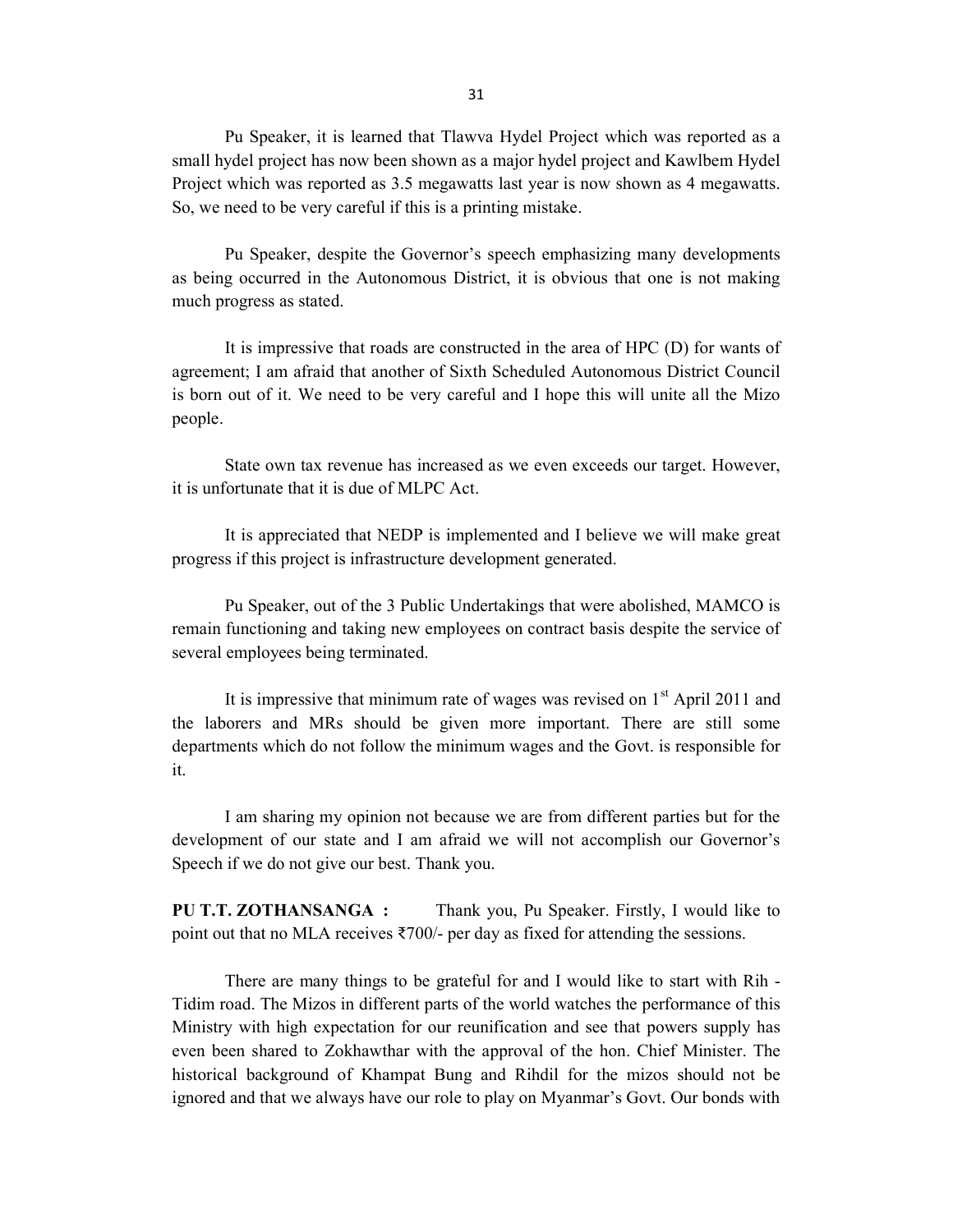Pu Speaker, it is learned that Tlawva Hydel Project which was reported as a small hydel project has now been shown as a major hydel project and Kawlbem Hydel Project which was reported as 3.5 megawatts last year is now shown as 4 megawatts. So, we need to be very careful if this is a printing mistake.

Pu Speaker, despite the Governor's speech emphasizing many developments as being occurred in the Autonomous District, it is obvious that one is not making much progress as stated.

It is impressive that roads are constructed in the area of HPC (D) for wants of agreement; I am afraid that another of Sixth Scheduled Autonomous District Council is born out of it. We need to be very careful and I hope this will unite all the Mizo people.

State own tax revenue has increased as we even exceeds our target. However, it is unfortunate that it is due of MLPC Act.

It is appreciated that NEDP is implemented and I believe we will make great progress if this project is infrastructure development generated.

Pu Speaker, out of the 3 Public Undertakings that were abolished, MAMCO is remain functioning and taking new employees on contract basis despite the service of several employees being terminated.

It is impressive that minimum rate of wages was revised on 1st April 2011 and the laborers and MRs should be given more important. There are still some departments which do not follow the minimum wages and the Govt. is responsible for it.

I am sharing my opinion not because we are from different parties but for the development of our state and I am afraid we will not accomplish our Governor's Speech if we do not give our best. Thank you.

**PU T.T. ZOTHANSANGA :** Thank you, Pu Speaker. Firstly, I would like to point out that no MLA receives ₹700/- per day as fixed for attending the sessions.

There are many things to be grateful for and I would like to start with Rih - Tidim road. The Mizos in different parts of the world watches the performance of this Ministry with high expectation for our reunification and see that powers supply has even been shared to Zokhawthar with the approval of the hon. Chief Minister. The historical background of Khampat Bung and Rihdil for the mizos should not be ignored and that we always have our role to play on Myanmar's Govt. Our bonds with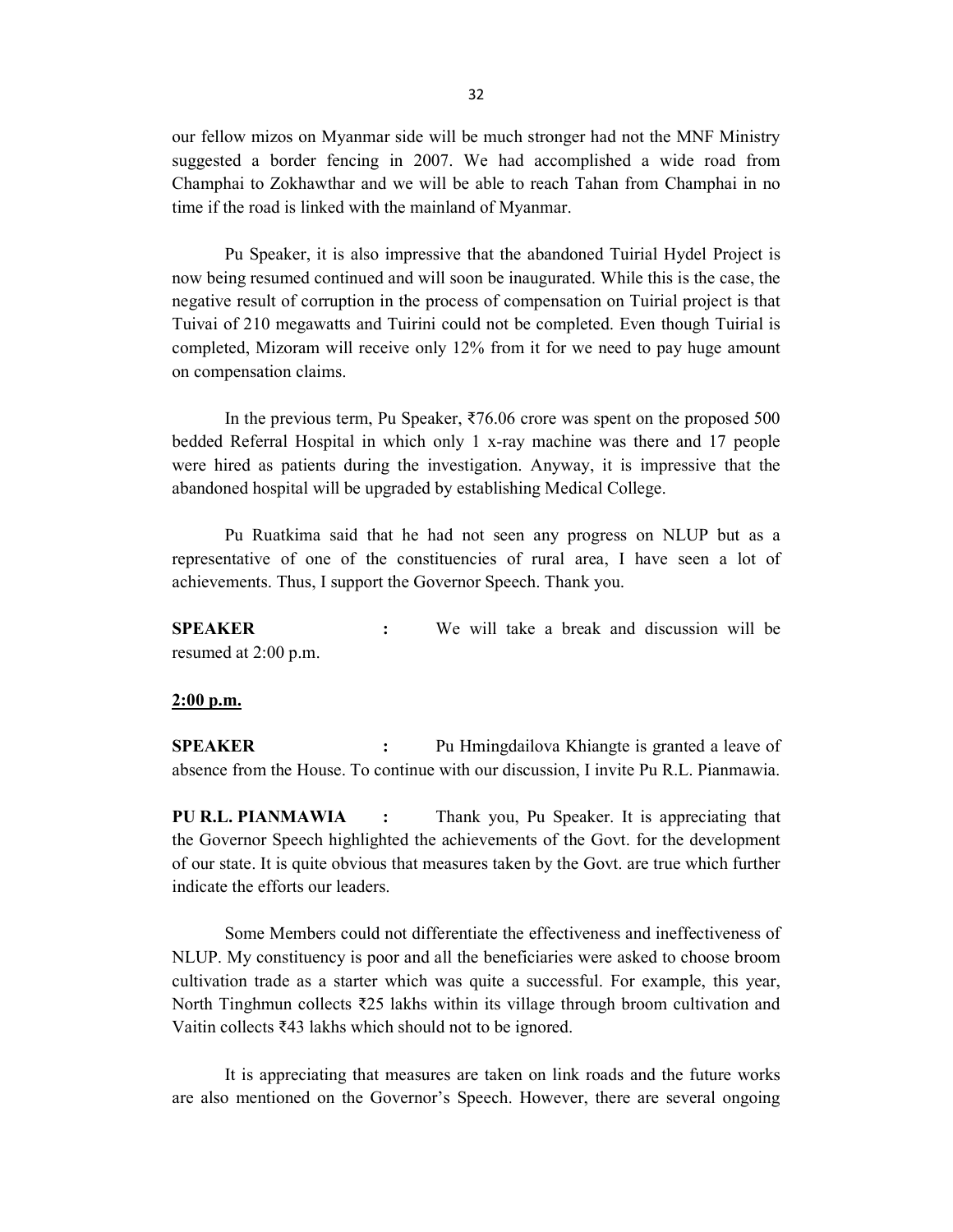our fellow mizos on Myanmar side will be much stronger had not the MNF Ministry suggested a border fencing in 2007. We had accomplished a wide road from Champhai to Zokhawthar and we will be able to reach Tahan from Champhai in no time if the road is linked with the mainland of Myanmar.

Pu Speaker, it is also impressive that the abandoned Tuirial Hydel Project is now being resumed continued and will soon be inaugurated. While this is the case, the negative result of corruption in the process of compensation on Tuirial project is that Tuivai of 210 megawatts and Tuirini could not be completed. Even though Tuirial is completed, Mizoram will receive only 12% from it for we need to pay huge amount on compensation claims.

In the previous term, Pu Speaker, ₹76.06 crore was spent on the proposed 500 bedded Referral Hospital in which only 1 x-ray machine was there and 17 people were hired as patients during the investigation. Anyway, it is impressive that the abandoned hospital will be upgraded by establishing Medical College.

Pu Ruatkima said that he had not seen any progress on NLUP but as a representative of one of the constituencies of rural area, I have seen a lot of achievements. Thus, I support the Governor Speech. Thank you.

**SPEAKER** : We will take a break and discussion will be resumed at 2:00 p.m.

**2:00 p.m.**

**SPEAKER** : Pu Hmingdailova Khiangte is granted a leave of absence from the House. To continue with our discussion, I invite Pu R.L. Pianmawia.

**PU R.L. PIANMAWIA** : Thank you, Pu Speaker. It is appreciating that the Governor Speech highlighted the achievements of the Govt. for the development of our state. It is quite obvious that measures taken by the Govt. are true which further indicate the efforts our leaders.

Some Members could not differentiate the effectiveness and ineffectiveness of NLUP. My constituency is poor and all the beneficiaries were asked to choose broom cultivation trade as a starter which was quite a successful. For example, this year, North Tinghmun collects ₹25 lakhs within its village through broom cultivation and Vaitin collects ₹43 lakhs which should not to be ignored.

It is appreciating that measures are taken on link roads and the future works are also mentioned on the Governor's Speech. However, there are several ongoing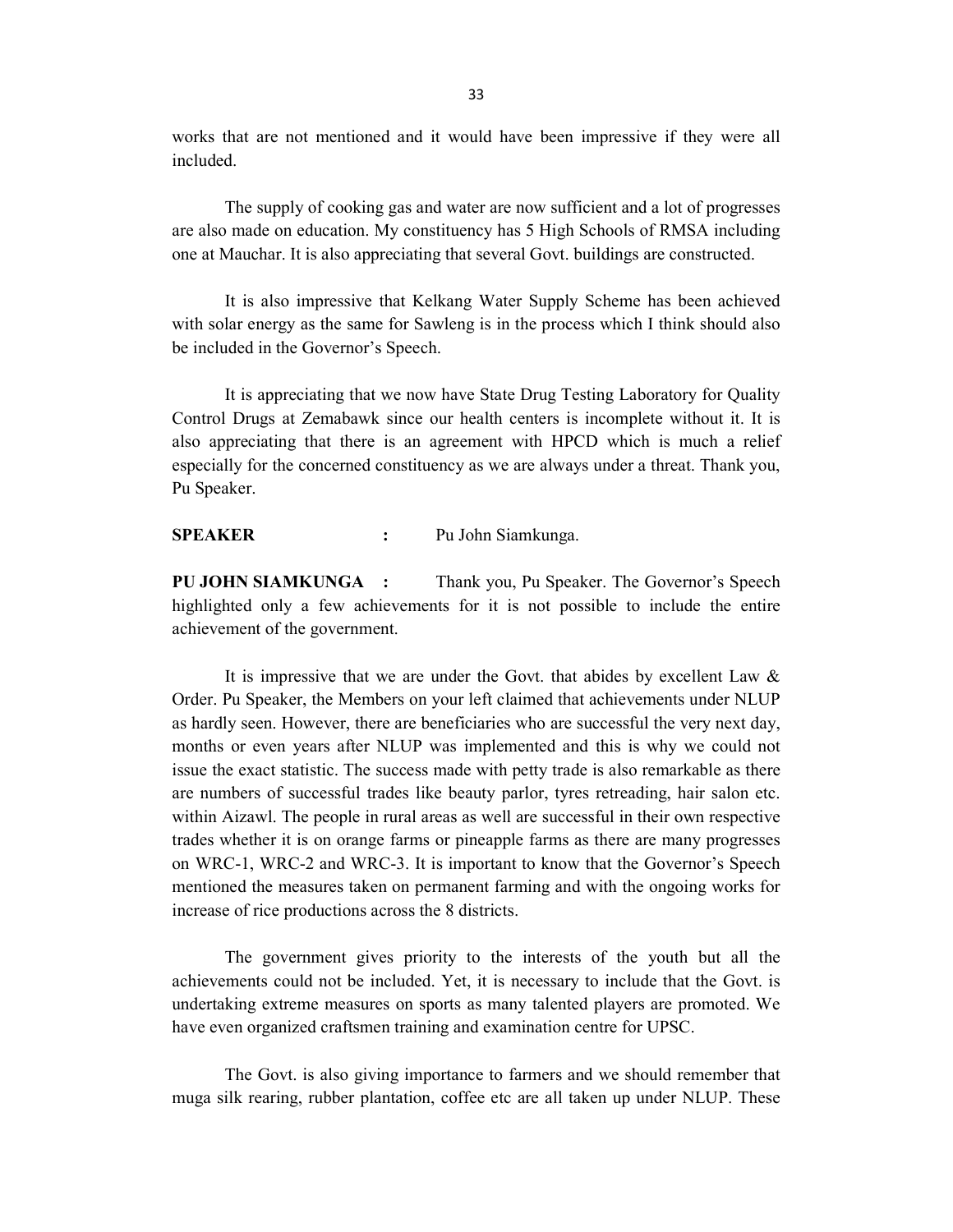works that are not mentioned and it would have been impressive if they were all included.

The supply of cooking gas and water are now sufficient and a lot of progresses are also made on education. My constituency has 5 High Schools of RMSA including one at Mauchar. It is also appreciating that several Govt. buildings are constructed.

It is also impressive that Kelkang Water Supply Scheme has been achieved with solar energy as the same for Sawleng is in the process which I think should also be included in the Governor's Speech.

It is appreciating that we now have State Drug Testing Laboratory for Quality Control Drugs at Zemabawk since our health centers is incomplete without it. It is also appreciating that there is an agreement with HPCD which is much a relief especially for the concerned constituency as we are always under a threat. Thank you, Pu Speaker.

**SPEAKER** : Pu John Siamkunga.

**PU JOHN SIAMKUNGA** : Thank you, Pu Speaker. The Governor's Speech highlighted only a few achievements for it is not possible to include the entire achievement of the government.

It is impressive that we are under the Govt. that abides by excellent Law & Order. Pu Speaker, the Members on your left claimed that achievements under NLUP as hardly seen. However, there are beneficiaries who are successful the very next day, months or even years after NLUP was implemented and this is why we could not issue the exact statistic. The success made with petty trade is also remarkable as there are numbers of successful trades like beauty parlor, tyres retreading, hair salon etc. within Aizawl. The people in rural areas as well are successful in their own respective trades whether it is on orange farms or pineapple farms as there are many progresses on WRC-1, WRC-2 and WRC-3. It is important to know that the Governor's Speech mentioned the measures taken on permanent farming and with the ongoing works for increase of rice productions across the 8 districts.

The government gives priority to the interests of the youth but all the achievements could not be included. Yet, it is necessary to include that the Govt. is undertaking extreme measures on sports as many talented players are promoted. We have even organized craftsmen training and examination centre for UPSC.

The Govt. is also giving importance to farmers and we should remember that muga silk rearing, rubber plantation, coffee etc are all taken up under NLUP. These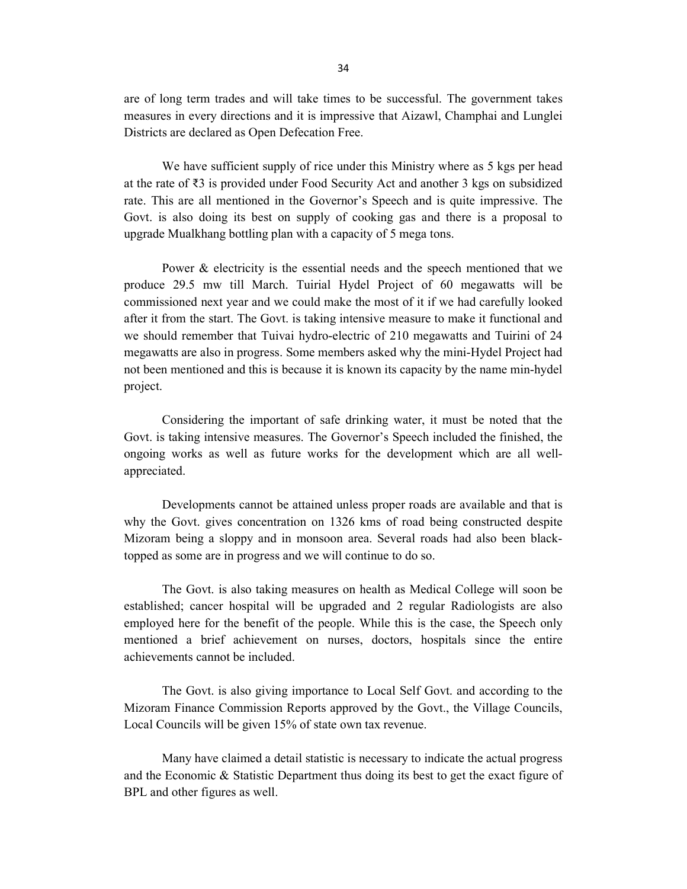are of long term trades and will take times to be successful. The government takes measures in every directions and it is impressive that Aizawl, Champhai and Lunglei Districts are declared as Open Defecation Free.

We have sufficient supply of rice under this Ministry where as 5 kgs per head at the rate of ₹3 is provided under Food Security Act and another 3 kgs on subsidized rate. This are all mentioned in the Governor's Speech and is quite impressive. The Govt. is also doing its best on supply of cooking gas and there is a proposal to upgrade Mualkhang bottling plan with a capacity of 5 mega tons.

Power & electricity is the essential needs and the speech mentioned that we produce 29.5 mw till March. Tuirial Hydel Project of 60 megawatts will be commissioned next year and we could make the most of it if we had carefully looked after it from the start. The Govt. is taking intensive measure to make it functional and we should remember that Tuivai hydro-electric of 210 megawatts and Tuirini of 24 megawatts are also in progress. Some members asked why the mini-Hydel Project had not been mentioned and this is because it is known its capacity by the name min-hydel project.

Considering the important of safe drinking water, it must be noted that the Govt. is taking intensive measures. The Governor's Speech included the finished, the ongoing works as well as future works for the development which are all well-appreciated.

Developments cannot be attained unless proper roads are available and that is why the Govt. gives concentration on 1326 kms of road being constructed despite Mizoram being a sloppy and in monsoon area. Several roads had also been black-topped as some are in progress and we will continue to do so.

The Govt. is also taking measures on health as Medical College will soon be established; cancer hospital will be upgraded and 2 regular Radiologists are also employed here for the benefit of the people. While this is the case, the Speech only mentioned a brief achievement on nurses, doctors, hospitals since the entire achievements cannot be included.

The Govt. is also giving importance to Local Self Govt. and according to the Mizoram Finance Commission Reports approved by the Govt., the Village Councils, Local Councils will be given 15% of state own tax revenue.

Many have claimed a detail statistic is necessary to indicate the actual progress and the Economic & Statistic Department thus doing its best to get the exact figure of BPL and other figures as well.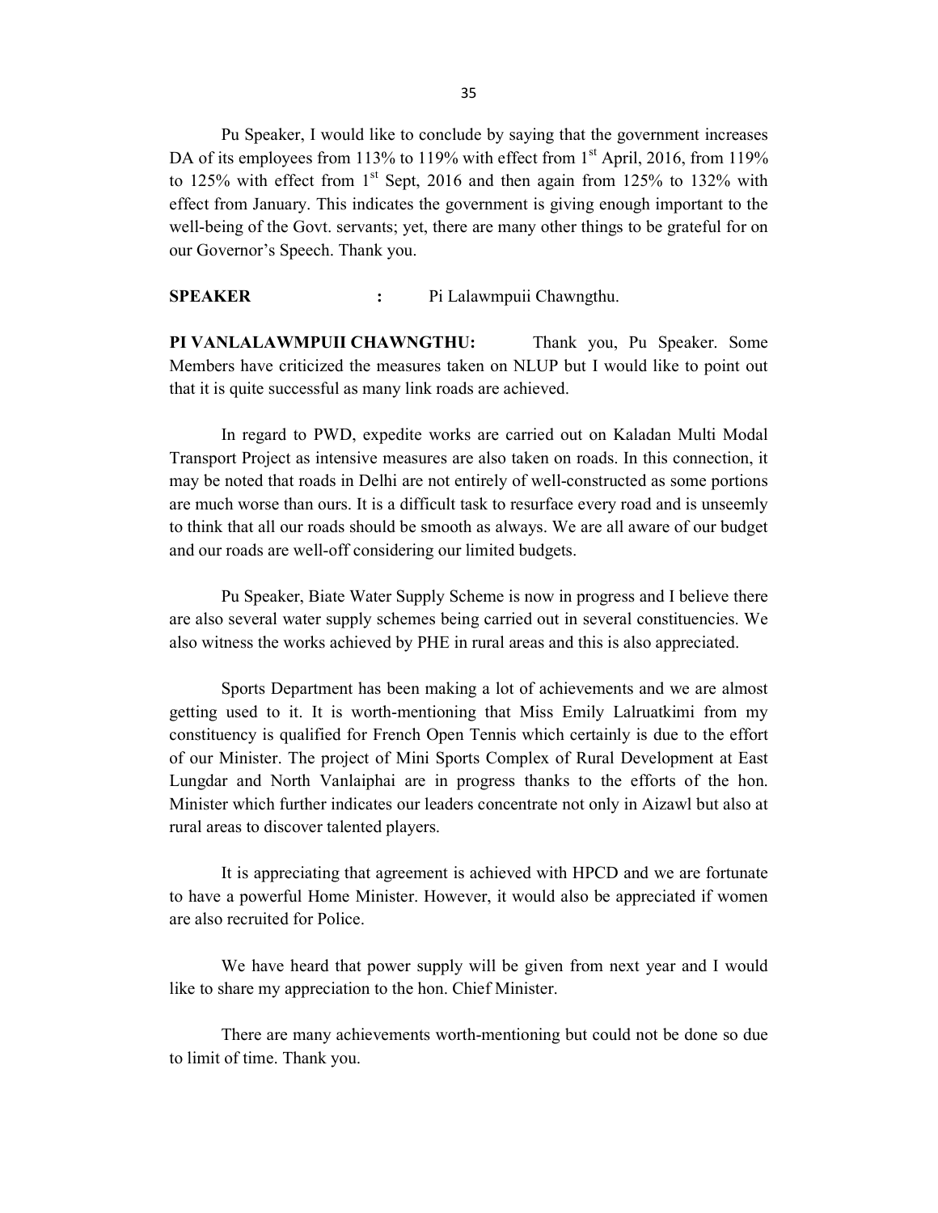Pu Speaker, I would like to conclude by saying that the government increases DA of its employees from 113% to 119% with effect from 1st April, 2016, from 119% to 125% with effect from 1st Sept, 2016 and then again from 125% to 132% with effect from January. This indicates the government is giving enough important to the well-being of the Govt. servants; yet, there are many other things to be grateful for on our Governor's Speech. Thank you.

**SPEAKER :** Pi Lalawmpuii Chawngthu.

**PI VANLALAWMPUII CHAWNGTHU:** Thank you, Pu Speaker. Some Members have criticized the measures taken on NLUP but I would like to point out that it is quite successful as many link roads are achieved.

In regard to PWD, expedite works are carried out on Kaladan Multi Modal Transport Project as intensive measures are also taken on roads. In this connection, it may be noted that roads in Delhi are not entirely of well-constructed as some portions are much worse than ours. It is a difficult task to resurface every road and is unseemly to think that all our roads should be smooth as always. We are all aware of our budget and our roads are well-off considering our limited budgets.

Pu Speaker, Biate Water Supply Scheme is now in progress and I believe there are also several water supply schemes being carried out in several constituencies. We also witness the works achieved by PHE in rural areas and this is also appreciated.

Sports Department has been making a lot of achievements and we are almost getting used to it. It is worth-mentioning that Miss Emily Lalruatkimi from my constituency is qualified for French Open Tennis which certainly is due to the effort of our Minister. The project of Mini Sports Complex of Rural Development at East Lungdar and North Vanlaiphai are in progress thanks to the efforts of the hon. Minister which further indicates our leaders concentrate not only in Aizawl but also at rural areas to discover talented players.

It is appreciating that agreement is achieved with HPCD and we are fortunate to have a powerful Home Minister. However, it would also be appreciated if women are also recruited for Police.

We have heard that power supply will be given from next year and I would like to share my appreciation to the hon. Chief Minister.

There are many achievements worth-mentioning but could not be done so due to limit of time. Thank you.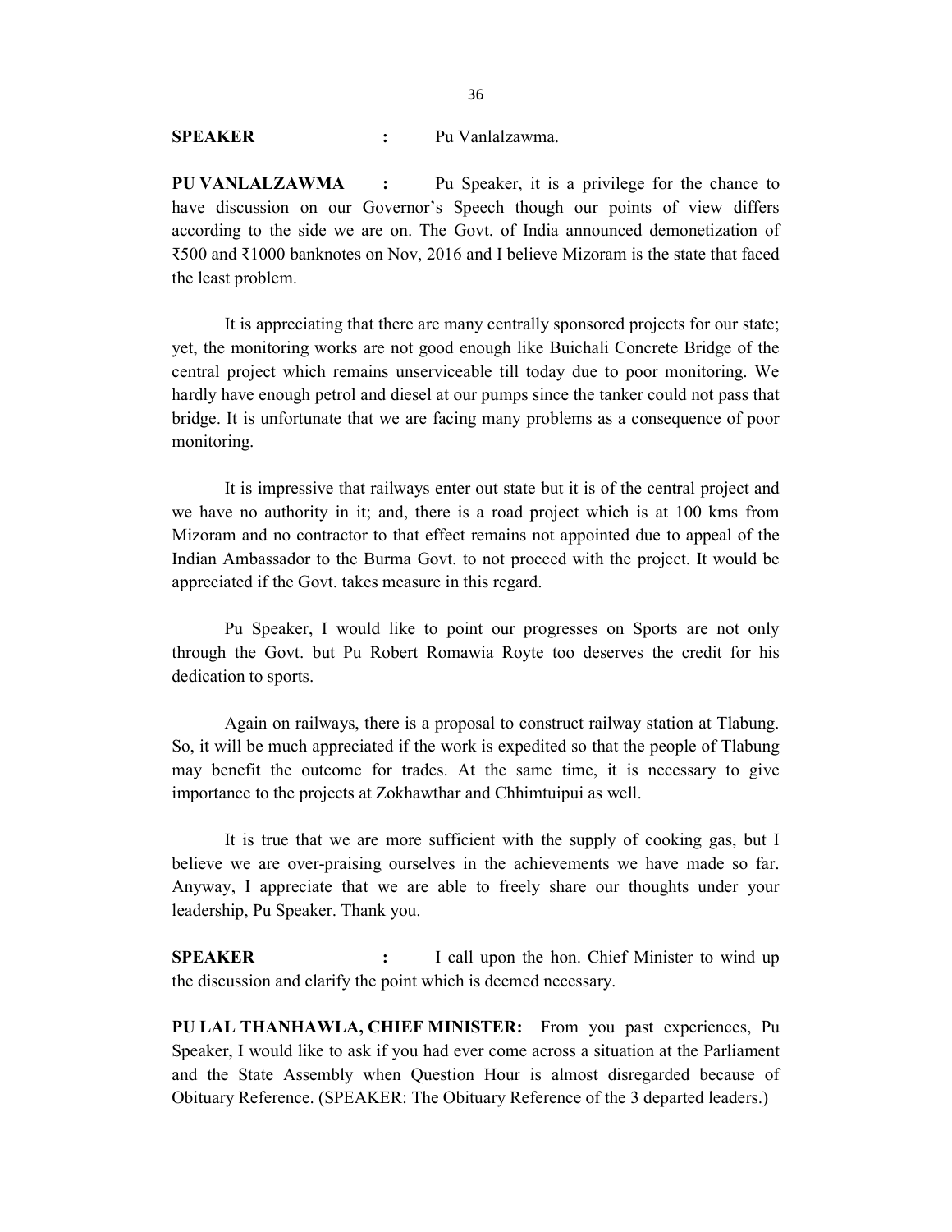**SPEAKER** : Pu Vanlalzawma.

**PU VANLALZAWMA** : Pu Speaker, it is a privilege for the chance to have discussion on our Governor's Speech though our points of view differs according to the side we are on. The Govt. of India announced demonetization of ₹500 and ₹1000 banknotes on Nov, 2016 and I believe Mizoram is the state that faced the least problem.

It is appreciating that there are many centrally sponsored projects for our state; yet, the monitoring works are not good enough like Buichali Concrete Bridge of the central project which remains unserviceable till today due to poor monitoring. We hardly have enough petrol and diesel at our pumps since the tanker could not pass that bridge. It is unfortunate that we are facing many problems as a consequence of poor monitoring.

It is impressive that railways enter out state but it is of the central project and we have no authority in it; and, there is a road project which is at 100 kms from Mizoram and no contractor to that effect remains not appointed due to appeal of the Indian Ambassador to the Burma Govt. to not proceed with the project. It would be appreciated if the Govt. takes measure in this regard.

Pu Speaker, I would like to point our progresses on Sports are not only through the Govt. but Pu Robert Romawia Royte too deserves the credit for his dedication to sports.

Again on railways, there is a proposal to construct railway station at Tlabung. So, it will be much appreciated if the work is expedited so that the people of Tlabung may benefit the outcome for trades. At the same time, it is necessary to give importance to the projects at Zokhawthar and Chhimtuipui as well.

It is true that we are more sufficient with the supply of cooking gas, but I believe we are over-praising ourselves in the achievements we have made so far. Anyway, I appreciate that we are able to freely share our thoughts under your leadership, Pu Speaker. Thank you.

**SPEAKER** : I call upon the hon. Chief Minister to wind up the discussion and clarify the point which is deemed necessary.

**PU LAL THANHAWLA, CHIEF MINISTER:** From you past experiences, Pu Speaker, I would like to ask if you had ever come across a situation at the Parliament and the State Assembly when Question Hour is almost disregarded because of Obituary Reference. (SPEAKER: The Obituary Reference of the 3 departed leaders.)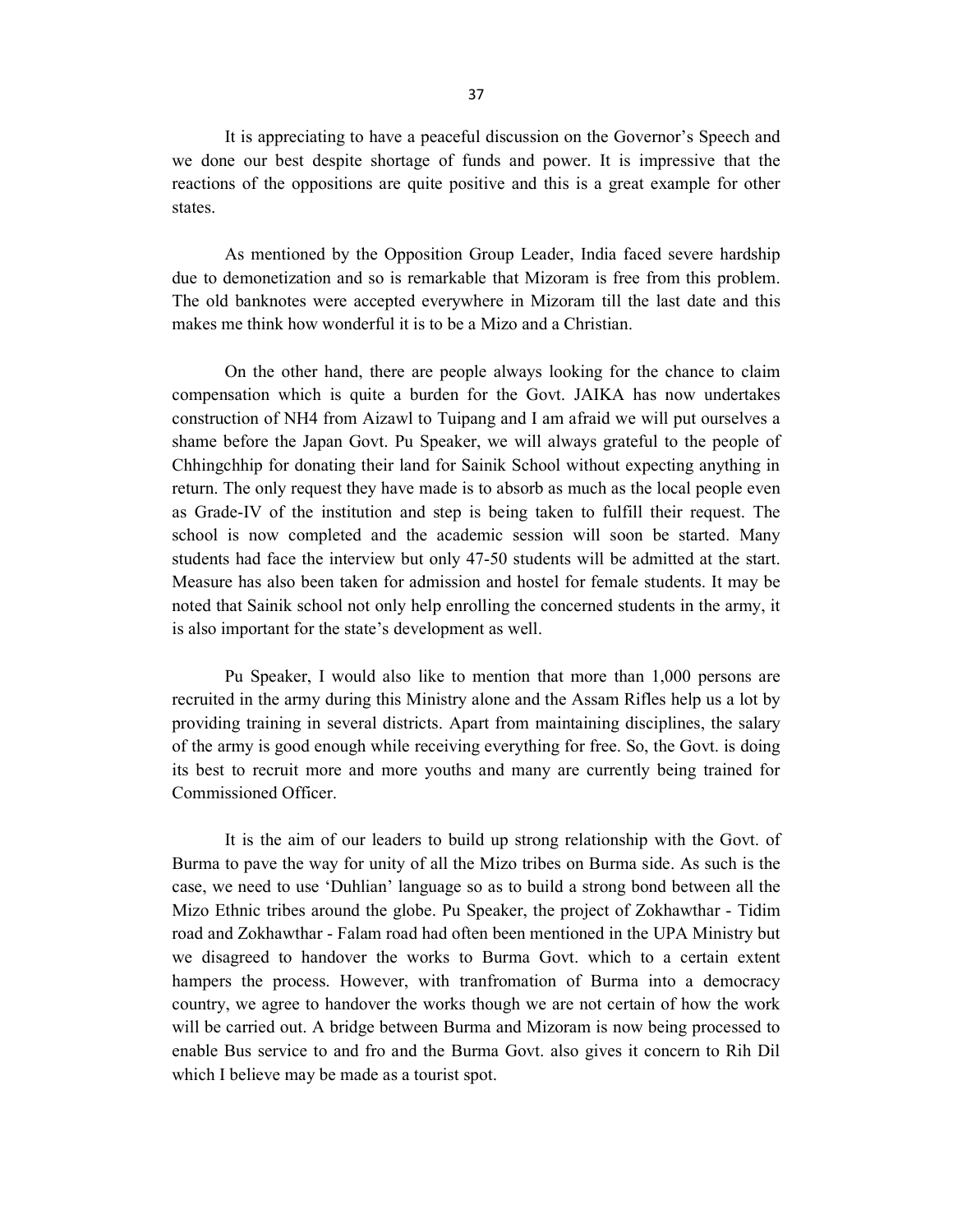It is appreciating to have a peaceful discussion on the Governor's Speech and we done our best despite shortage of funds and power. It is impressive that the reactions of the oppositions are quite positive and this is a great example for other states.

As mentioned by the Opposition Group Leader, India faced severe hardship due to demonetization and so is remarkable that Mizoram is free from this problem. The old banknotes were accepted everywhere in Mizoram till the last date and this makes me think how wonderful it is to be a Mizo and a Christian.

On the other hand, there are people always looking for the chance to claim compensation which is quite a burden for the Govt. JAIKA has now undertakes construction of NH4 from Aizawl to Tuipang and I am afraid we will put ourselves a shame before the Japan Govt. Pu Speaker, we will always grateful to the people of Chhingchhip for donating their land for Sainik School without expecting anything in return. The only request they have made is to absorb as much as the local people even as Grade-IV of the institution and step is being taken to fulfill their request. The school is now completed and the academic session will soon be started. Many students had face the interview but only 47-50 students will be admitted at the start. Measure has also been taken for admission and hostel for female students. It may be noted that Sainik school not only help enrolling the concerned students in the army, it is also important for the state's development as well.

Pu Speaker, I would also like to mention that more than 1,000 persons are recruited in the army during this Ministry alone and the Assam Rifles help us a lot by providing training in several districts. Apart from maintaining disciplines, the salary of the army is good enough while receiving everything for free. So, the Govt. is doing its best to recruit more and more youths and many are currently being trained for Commissioned Officer.

It is the aim of our leaders to build up strong relationship with the Govt. of Burma to pave the way for unity of all the Mizo tribes on Burma side. As such is the case, we need to use 'Duhlian' language so as to build a strong bond between all the Mizo Ethnic tribes around the globe. Pu Speaker, the project of Zokhawthar - Tidim road and Zokhawthar - Falam road had often been mentioned in the UPA Ministry but we disagreed to handover the works to Burma Govt. which to a certain extent hampers the process. However, with tranfromation of Burma into a democracy country, we agree to handover the works though we are not certain of how the work will be carried out. A bridge between Burma and Mizoram is now being processed to enable Bus service to and fro and the Burma Govt. also gives it concern to Rih Dil which I believe may be made as a tourist spot.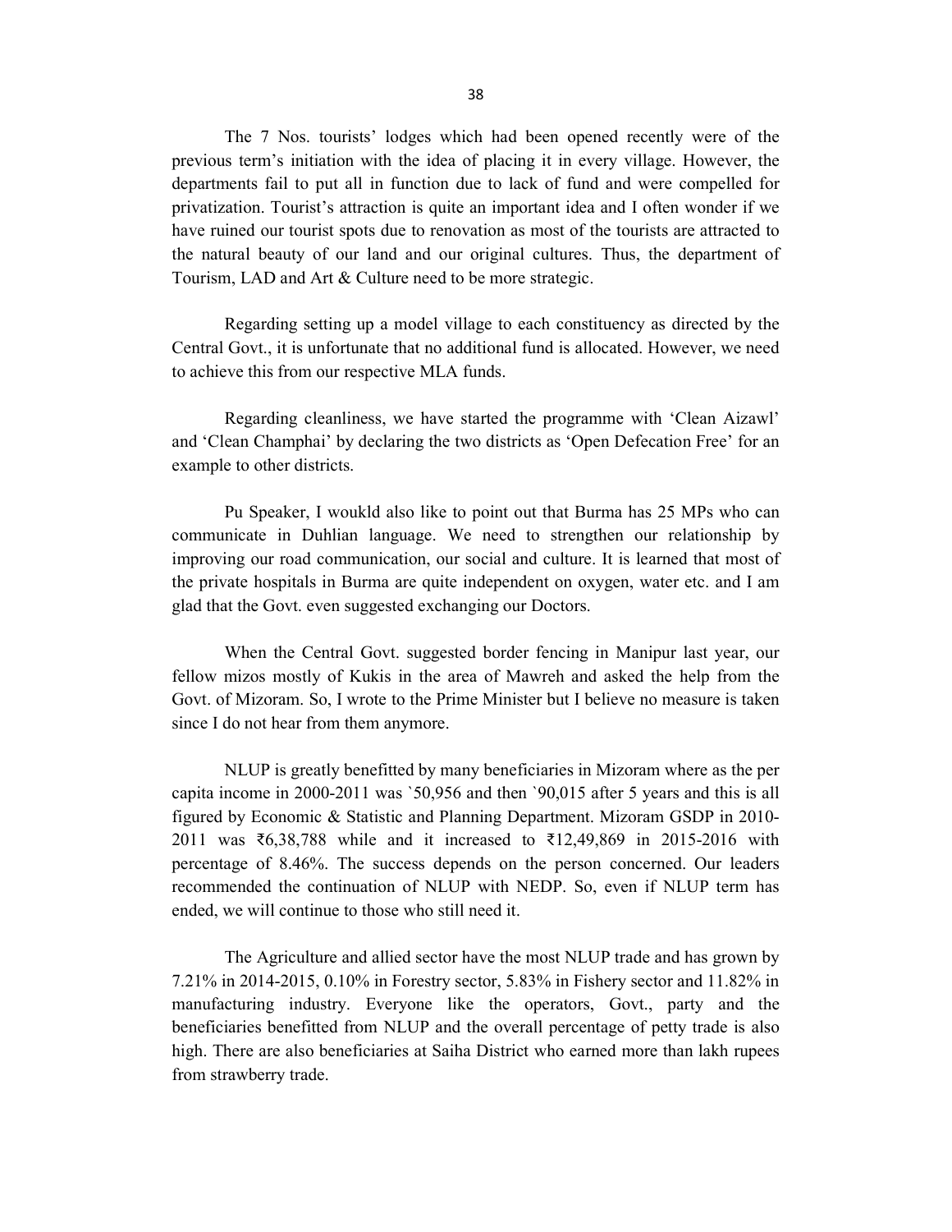The 7 Nos. tourists' lodges which had been opened recently were of the previous term's initiation with the idea of placing it in every village. However, the departments fail to put all in function due to lack of fund and were compelled for privatization. Tourist's attraction is quite an important idea and I often wonder if we have ruined our tourist spots due to renovation as most of the tourists are attracted to the natural beauty of our land and our original cultures. Thus, the department of Tourism, LAD and Art & Culture need to be more strategic.

Regarding setting up a model village to each constituency as directed by the Central Govt., it is unfortunate that no additional fund is allocated. However, we need to achieve this from our respective MLA funds.

Regarding cleanliness, we have started the programme with 'Clean Aizawl' and 'Clean Champhai' by declaring the two districts as 'Open Defecation Free' for an example to other districts.

Pu Speaker, I woukld also like to point out that Burma has 25 MPs who can communicate in Duhlian language. We need to strengthen our relationship by improving our road communication, our social and culture. It is learned that most of the private hospitals in Burma are quite independent on oxygen, water etc. and I am glad that the Govt. even suggested exchanging our Doctors.

When the Central Govt. suggested border fencing in Manipur last year, our fellow mizos mostly of Kukis in the area of Mawreh and asked the help from the Govt. of Mizoram. So, I wrote to the Prime Minister but I believe no measure is taken since I do not hear from them anymore.

NLUP is greatly benefitted by many beneficiaries in Mizoram where as the per capita income in 2000-2011 was `50,956 and then `90,015 after 5 years and this is all figured by Economic & Statistic and Planning Department. Mizoram GSDP in 2010-2011 was ₹6,38,788 while and it increased to ₹12,49,869 in 2015-2016 with percentage of 8.46%. The success depends on the person concerned. Our leaders recommended the continuation of NLUP with NEDP. So, even if NLUP term has ended, we will continue to those who still need it.

The Agriculture and allied sector have the most NLUP trade and has grown by 7.21% in 2014-2015, 0.10% in Forestry sector, 5.83% in Fishery sector and 11.82% in manufacturing industry. Everyone like the operators, Govt., party and the beneficiaries benefitted from NLUP and the overall percentage of petty trade is also high. There are also beneficiaries at Saiha District who earned more than lakh rupees from strawberry trade.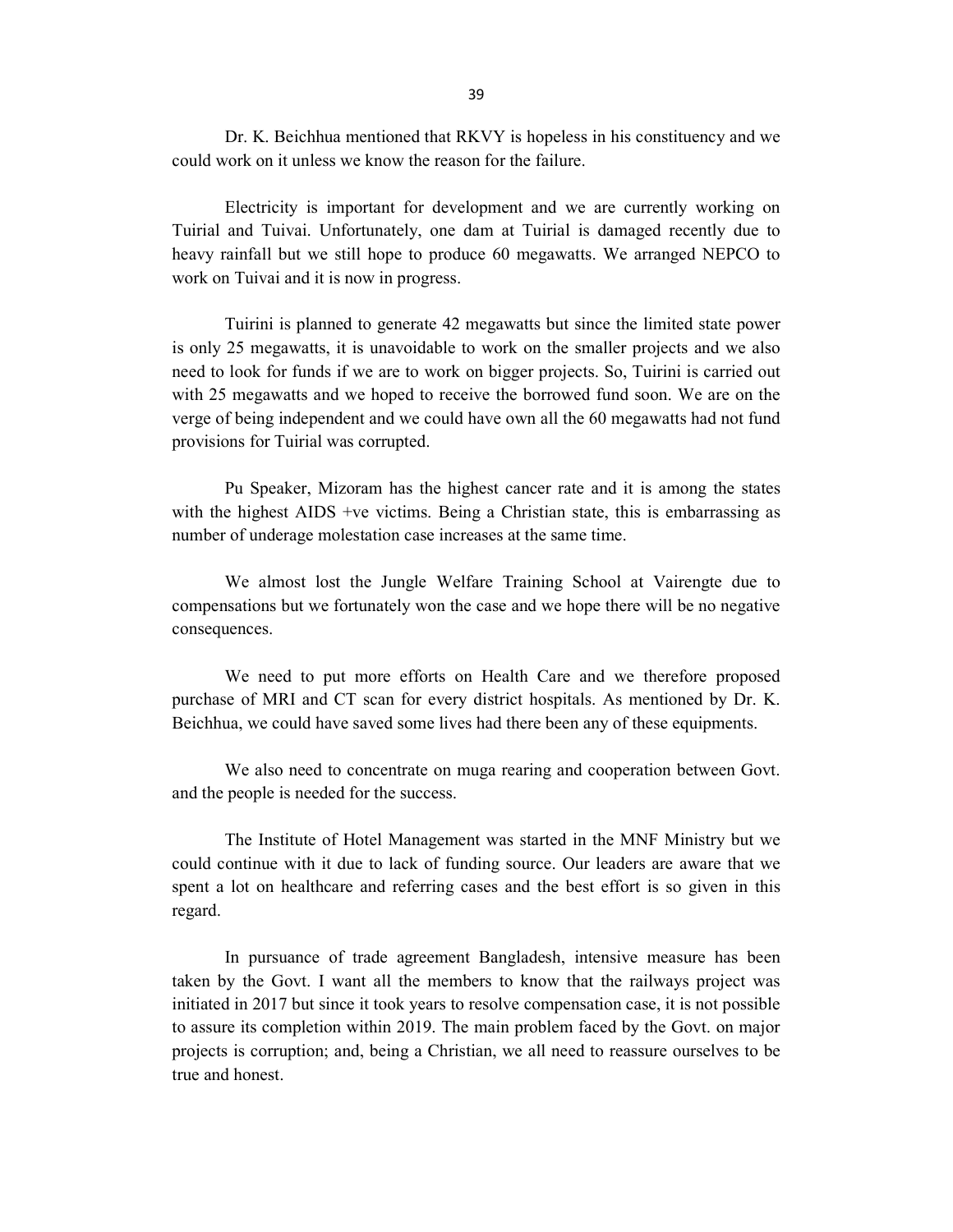Dr. K. Beichhua mentioned that RKVY is hopeless in his constituency and we could work on it unless we know the reason for the failure.

Electricity is important for development and we are currently working on Tuirial and Tuivai. Unfortunately, one dam at Tuirial is damaged recently due to heavy rainfall but we still hope to produce 60 megawatts. We arranged NEPCO to work on Tuivai and it is now in progress.

Tuirini is planned to generate 42 megawatts but since the limited state power is only 25 megawatts, it is unavoidable to work on the smaller projects and we also need to look for funds if we are to work on bigger projects. So, Tuirini is carried out with 25 megawatts and we hoped to receive the borrowed fund soon. We are on the verge of being independent and we could have own all the 60 megawatts had not fund provisions for Tuirial was corrupted.

Pu Speaker, Mizoram has the highest cancer rate and it is among the states with the highest AIDS +ve victims. Being a Christian state, this is embarrassing as number of underage molestation case increases at the same time.

We almost lost the Jungle Welfare Training School at Vairengte due to compensations but we fortunately won the case and we hope there will be no negative consequences.

We need to put more efforts on Health Care and we therefore proposed purchase of MRI and CT scan for every district hospitals. As mentioned by Dr. K. Beichhua, we could have saved some lives had there been any of these equipments.

We also need to concentrate on muga rearing and cooperation between Govt. and the people is needed for the success.

The Institute of Hotel Management was started in the MNF Ministry but we could continue with it due to lack of funding source. Our leaders are aware that we spent a lot on healthcare and referring cases and the best effort is so given in this regard.

In pursuance of trade agreement Bangladesh, intensive measure has been taken by the Govt. I want all the members to know that the railways project was initiated in 2017 but since it took years to resolve compensation case, it is not possible to assure its completion within 2019. The main problem faced by the Govt. on major projects is corruption; and, being a Christian, we all need to reassure ourselves to be true and honest.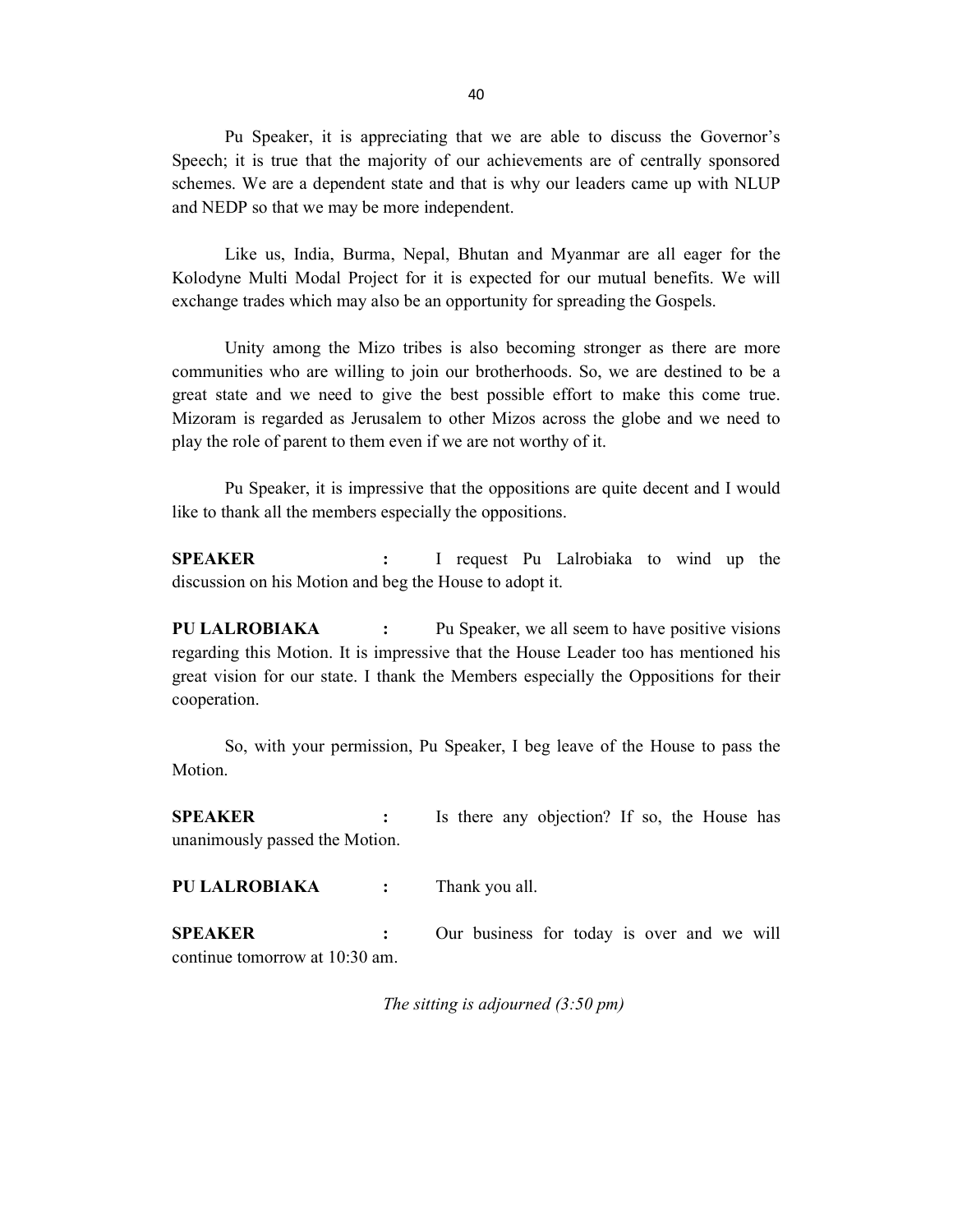Pu Speaker, it is appreciating that we are able to discuss the Governor's Speech; it is true that the majority of our achievements are of centrally sponsored schemes. We are a dependent state and that is why our leaders came up with NLUP and NEDP so that we may be more independent.

Like us, India, Burma, Nepal, Bhutan and Myanmar are all eager for the Kolodyne Multi Modal Project for it is expected for our mutual benefits. We will exchange trades which may also be an opportunity for spreading the Gospels.

Unity among the Mizo tribes is also becoming stronger as there are more communities who are willing to join our brotherhoods. So, we are destined to be a great state and we need to give the best possible effort to make this come true. Mizoram is regarded as Jerusalem to other Mizos across the globe and we need to play the role of parent to them even if we are not worthy of it.

Pu Speaker, it is impressive that the oppositions are quite decent and I would like to thank all the members especially the oppositions.

**SPEAKER** : I request Pu Lalrobiaka to wind up the discussion on his Motion and beg the House to adopt it.

**PU LALROBIAKA** : Pu Speaker, we all seem to have positive visions regarding this Motion. It is impressive that the House Leader too has mentioned his great vision for our state. I thank the Members especially the Oppositions for their cooperation.

So, with your permission, Pu Speaker, I beg leave of the House to pass the Motion.

**SPEAKER** : Is there any objection? If so, the House has unanimously passed the Motion.

**PU LALROBIAKA** : Thank you all.

**SPEAKER** : Our business for today is over and we will continue tomorrow at 10:30 am.

*The sitting is adjourned (3:50 pm)*